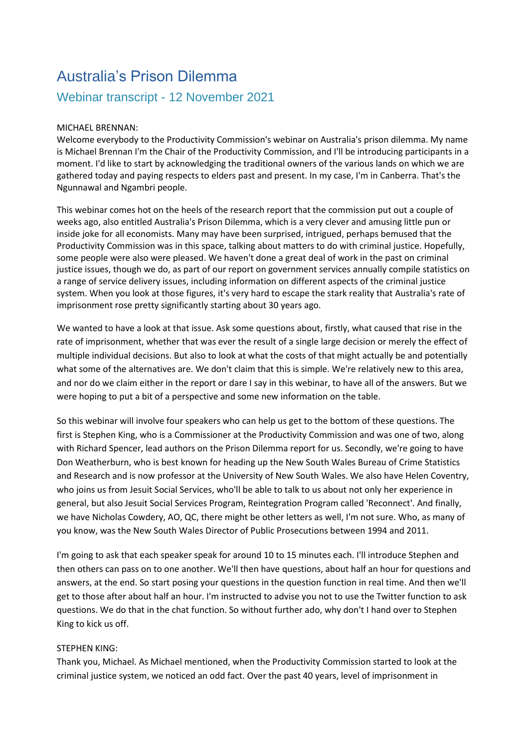# Australia's Prison Dilemma

## Webinar transcript - 12 November 2021

MICHAEL BRENNAN:
Welcome everybody to the Productivity Commission's webinar on Australia's prison dilemma. My name is Michael Brennan I'm the Chair of the Productivity Commission, and I'll be introducing participants in a moment. I'd like to start by acknowledging the traditional owners of the various lands on which we are gathered today and paying respects to elders past and present. In my case, I'm in Canberra. That's the Ngunnawal and Ngambri people.

This webinar comes hot on the heels of the research report that the commission put out a couple of weeks ago, also entitled Australia's Prison Dilemma, which is a very clever and amusing little pun or inside joke for all economists. Many may have been surprised, intrigued, perhaps bemused that the Productivity Commission was in this space, talking about matters to do with criminal justice. Hopefully, some people were also were pleased. We haven't done a great deal of work in the past on criminal justice issues, though we do, as part of our report on government services annually compile statistics on a range of service delivery issues, including information on different aspects of the criminal justice system. When you look at those figures, it's very hard to escape the stark reality that Australia's rate of imprisonment rose pretty significantly starting about 30 years ago.

We wanted to have a look at that issue. Ask some questions about, firstly, what caused that rise in the rate of imprisonment, whether that was ever the result of a single large decision or merely the effect of multiple individual decisions. But also to look at what the costs of that might actually be and potentially what some of the alternatives are. We don't claim that this is simple. We're relatively new to this area, and nor do we claim either in the report or dare I say in this webinar, to have all of the answers. But we were hoping to put a bit of a perspective and some new information on the table.

So this webinar will involve four speakers who can help us get to the bottom of these questions. The first is Stephen King, who is a Commissioner at the Productivity Commission and was one of two, along with Richard Spencer, lead authors on the Prison Dilemma report for us. Secondly, we're going to have Don Weatherburn, who is best known for heading up the New South Wales Bureau of Crime Statistics and Research and is now professor at the University of New South Wales. We also have Helen Coventry, who joins us from Jesuit Social Services, who'll be able to talk to us about not only her experience in general, but also Jesuit Social Services Program, Reintegration Program called 'Reconnect'. And finally, we have Nicholas Cowdery, AO, QC, there might be other letters as well, I'm not sure. Who, as many of you know, was the New South Wales Director of Public Prosecutions between 1994 and 2011.

I'm going to ask that each speaker speak for around 10 to 15 minutes each. I'll introduce Stephen and then others can pass on to one another. We'll then have questions, about half an hour for questions and answers, at the end. So start posing your questions in the question function in real time. And then we'll get to those after about half an hour. I'm instructed to advise you not to use the Twitter function to ask questions. We do that in the chat function. So without further ado, why don't I hand over to Stephen King to kick us off.

STEPHEN KING:
Thank you, Michael. As Michael mentioned, when the Productivity Commission started to look at the criminal justice system, we noticed an odd fact. Over the past 40 years, level of imprisonment in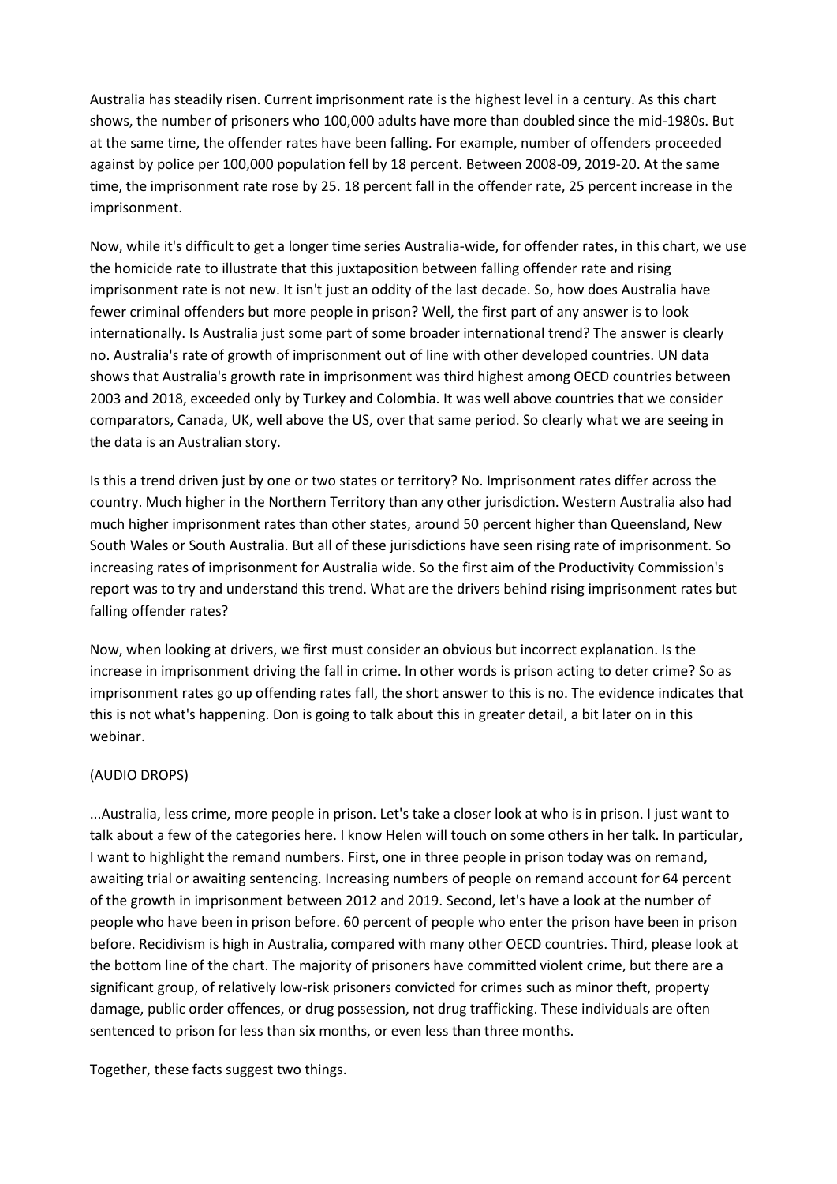Australia has steadily risen. Current imprisonment rate is the highest level in a century. As this chart shows, the number of prisoners who 100,000 adults have more than doubled since the mid-1980s. But at the same time, the offender rates have been falling. For example, number of offenders proceeded against by police per 100,000 population fell by 18 percent. Between 2008-09, 2019-20. At the same time, the imprisonment rate rose by 25. 18 percent fall in the offender rate, 25 percent increase in the imprisonment.

Now, while it's difficult to get a longer time series Australia-wide, for offender rates, in this chart, we use the homicide rate to illustrate that this juxtaposition between falling offender rate and rising imprisonment rate is not new. It isn't just an oddity of the last decade. So, how does Australia have fewer criminal offenders but more people in prison? Well, the first part of any answer is to look internationally. Is Australia just some part of some broader international trend? The answer is clearly no. Australia's rate of growth of imprisonment out of line with other developed countries. UN data shows that Australia's growth rate in imprisonment was third highest among OECD countries between 2003 and 2018, exceeded only by Turkey and Colombia. It was well above countries that we consider comparators, Canada, UK, well above the US, over that same period. So clearly what we are seeing in the data is an Australian story.

Is this a trend driven just by one or two states or territory? No. Imprisonment rates differ across the country. Much higher in the Northern Territory than any other jurisdiction. Western Australia also had much higher imprisonment rates than other states, around 50 percent higher than Queensland, New South Wales or South Australia. But all of these jurisdictions have seen rising rate of imprisonment. So increasing rates of imprisonment for Australia wide. So the first aim of the Productivity Commission's report was to try and understand this trend. What are the drivers behind rising imprisonment rates but falling offender rates?

Now, when looking at drivers, we first must consider an obvious but incorrect explanation. Is the increase in imprisonment driving the fall in crime. In other words is prison acting to deter crime? So as imprisonment rates go up offending rates fall, the short answer to this is no. The evidence indicates that this is not what's happening. Don is going to talk about this in greater detail, a bit later on in this webinar.

(AUDIO DROPS)

...Australia, less crime, more people in prison. Let's take a closer look at who is in prison. I just want to talk about a few of the categories here. I know Helen will touch on some others in her talk. In particular, I want to highlight the remand numbers. First, one in three people in prison today was on remand, awaiting trial or awaiting sentencing. Increasing numbers of people on remand account for 64 percent of the growth in imprisonment between 2012 and 2019. Second, let's have a look at the number of people who have been in prison before. 60 percent of people who enter the prison have been in prison before. Recidivism is high in Australia, compared with many other OECD countries. Third, please look at the bottom line of the chart. The majority of prisoners have committed violent crime, but there are a significant group, of relatively low-risk prisoners convicted for crimes such as minor theft, property damage, public order offences, or drug possession, not drug trafficking. These individuals are often sentenced to prison for less than six months, or even less than three months.

Together, these facts suggest two things.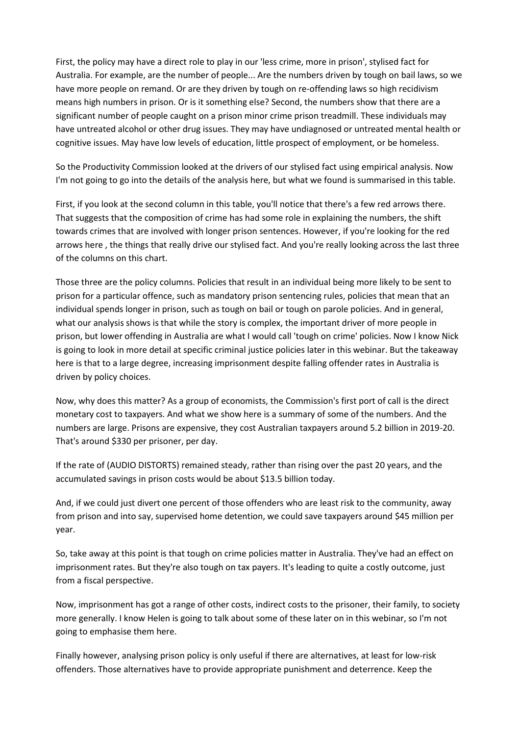First, the policy may have a direct role to play in our 'less crime, more in prison', stylised fact for Australia. For example, are the number of people... Are the numbers driven by tough on bail laws, so we have more people on remand. Or are they driven by tough on re-offending laws so high recidivism means high numbers in prison. Or is it something else? Second, the numbers show that there are a significant number of people caught on a prison minor crime prison treadmill. These individuals may have untreated alcohol or other drug issues. They may have undiagnosed or untreated mental health or cognitive issues. May have low levels of education, little prospect of employment, or be homeless.

So the Productivity Commission looked at the drivers of our stylised fact using empirical analysis. Now I'm not going to go into the details of the analysis here, but what we found is summarised in this table.

First, if you look at the second column in this table, you'll notice that there's a few red arrows there. That suggests that the composition of crime has had some role in explaining the numbers, the shift towards crimes that are involved with longer prison sentences. However, if you're looking for the red arrows here , the things that really drive our stylised fact. And you're really looking across the last three of the columns on this chart.

Those three are the policy columns. Policies that result in an individual being more likely to be sent to prison for a particular offence, such as mandatory prison sentencing rules, policies that mean that an individual spends longer in prison, such as tough on bail or tough on parole policies. And in general, what our analysis shows is that while the story is complex, the important driver of more people in prison, but lower offending in Australia are what I would call 'tough on crime' policies. Now I know Nick is going to look in more detail at specific criminal justice policies later in this webinar. But the takeaway here is that to a large degree, increasing imprisonment despite falling offender rates in Australia is driven by policy choices.

Now, why does this matter? As a group of economists, the Commission's first port of call is the direct monetary cost to taxpayers. And what we show here is a summary of some of the numbers. And the numbers are large. Prisons are expensive, they cost Australian taxpayers around 5.2 billion in 2019-20. That's around $330 per prisoner, per day.

If the rate of (AUDIO DISTORTS) remained steady, rather than rising over the past 20 years, and the accumulated savings in prison costs would be about $13.5 billion today.

And, if we could just divert one percent of those offenders who are least risk to the community, away from prison and into say, supervised home detention, we could save taxpayers around $45 million per year.

So, take away at this point is that tough on crime policies matter in Australia. They've had an effect on imprisonment rates. But they're also tough on tax payers. It's leading to quite a costly outcome, just from a fiscal perspective.

Now, imprisonment has got a range of other costs, indirect costs to the prisoner, their family, to society more generally. I know Helen is going to talk about some of these later on in this webinar, so I'm not going to emphasise them here.

Finally however, analysing prison policy is only useful if there are alternatives, at least for low-risk offenders. Those alternatives have to provide appropriate punishment and deterrence. Keep the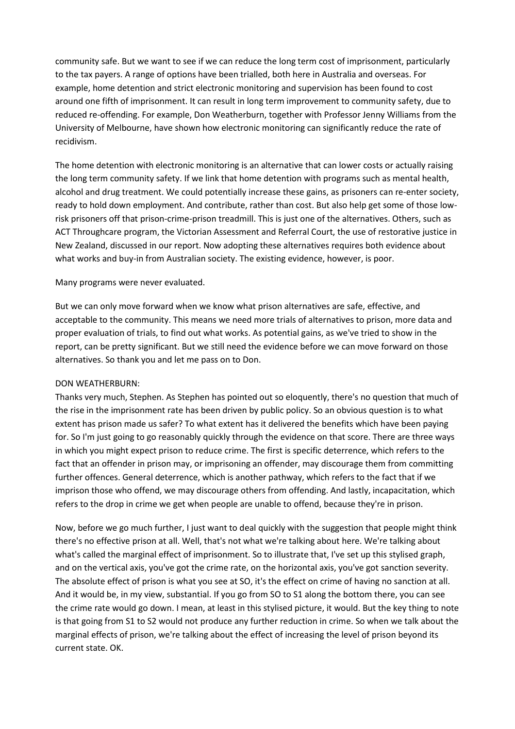community safe. But we want to see if we can reduce the long term cost of imprisonment, particularly to the tax payers. A range of options have been trialled, both here in Australia and overseas. For example, home detention and strict electronic monitoring and supervision has been found to cost around one fifth of imprisonment. It can result in long term improvement to community safety, due to reduced re-offending. For example, Don Weatherburn, together with Professor Jenny Williams from the University of Melbourne, have shown how electronic monitoring can significantly reduce the rate of recidivism.

The home detention with electronic monitoring is an alternative that can lower costs or actually raising the long term community safety. If we link that home detention with programs such as mental health, alcohol and drug treatment. We could potentially increase these gains, as prisoners can re-enter society, ready to hold down employment. And contribute, rather than cost. But also help get some of those low-risk prisoners off that prison-crime-prison treadmill. This is just one of the alternatives. Others, such as ACT Throughcare program, the Victorian Assessment and Referral Court, the use of restorative justice in New Zealand, discussed in our report. Now adopting these alternatives requires both evidence about what works and buy-in from Australian society. The existing evidence, however, is poor.

Many programs were never evaluated.

But we can only move forward when we know what prison alternatives are safe, effective, and acceptable to the community. This means we need more trials of alternatives to prison, more data and proper evaluation of trials, to find out what works. As potential gains, as we've tried to show in the report, can be pretty significant. But we still need the evidence before we can move forward on those alternatives. So thank you and let me pass on to Don.

DON WEATHERBURN:

Thanks very much, Stephen. As Stephen has pointed out so eloquently, there's no question that much of the rise in the imprisonment rate has been driven by public policy. So an obvious question is to what extent has prison made us safer? To what extent has it delivered the benefits which have been paying for. So I'm just going to go reasonably quickly through the evidence on that score. There are three ways in which you might expect prison to reduce crime. The first is specific deterrence, which refers to the fact that an offender in prison may, or imprisoning an offender, may discourage them from committing further offences. General deterrence, which is another pathway, which refers to the fact that if we imprison those who offend, we may discourage others from offending. And lastly, incapacitation, which refers to the drop in crime we get when people are unable to offend, because they're in prison.

Now, before we go much further, I just want to deal quickly with the suggestion that people might think there's no effective prison at all. Well, that's not what we're talking about here. We're talking about what's called the marginal effect of imprisonment. So to illustrate that, I've set up this stylised graph, and on the vertical axis, you've got the crime rate, on the horizontal axis, you've got sanction severity. The absolute effect of prison is what you see at SO, it's the effect on crime of having no sanction at all. And it would be, in my view, substantial. If you go from SO to S1 along the bottom there, you can see the crime rate would go down. I mean, at least in this stylised picture, it would. But the key thing to note is that going from S1 to S2 would not produce any further reduction in crime. So when we talk about the marginal effects of prison, we're talking about the effect of increasing the level of prison beyond its current state. OK.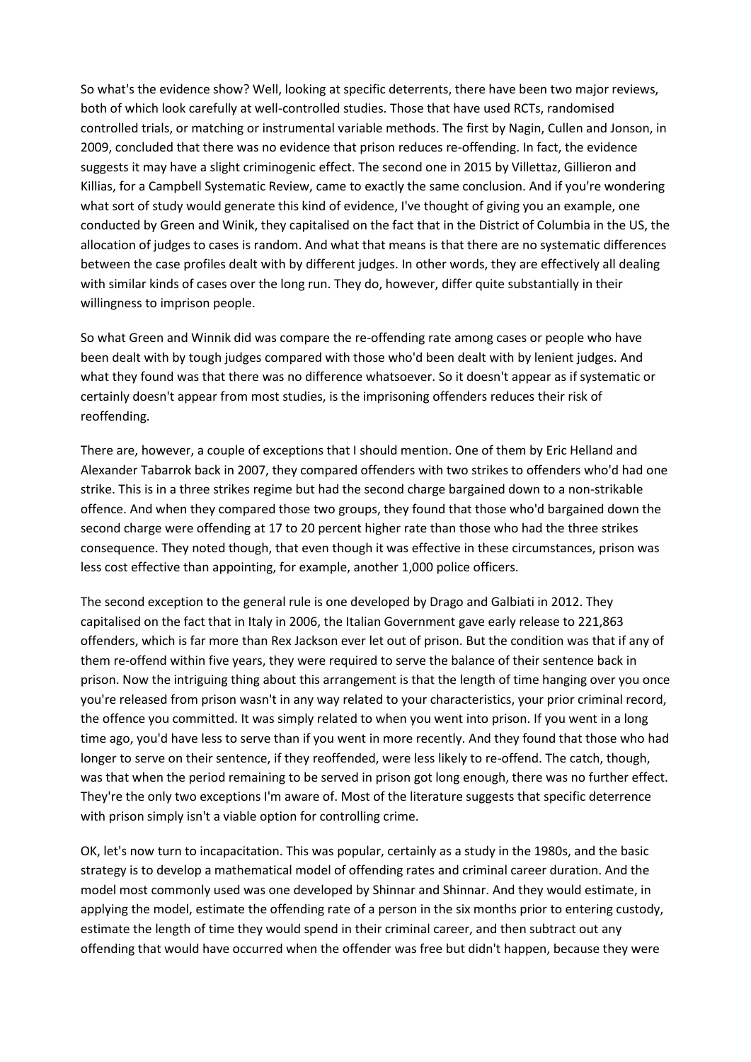So what's the evidence show? Well, looking at specific deterrents, there have been two major reviews, both of which look carefully at well-controlled studies. Those that have used RCTs, randomised controlled trials, or matching or instrumental variable methods. The first by Nagin, Cullen and Jonson, in 2009, concluded that there was no evidence that prison reduces re-offending. In fact, the evidence suggests it may have a slight criminogenic effect. The second one in 2015 by Villettaz, Gillieron and Killias, for a Campbell Systematic Review, came to exactly the same conclusion. And if you're wondering what sort of study would generate this kind of evidence, I've thought of giving you an example, one conducted by Green and Winik, they capitalised on the fact that in the District of Columbia in the US, the allocation of judges to cases is random. And what that means is that there are no systematic differences between the case profiles dealt with by different judges. In other words, they are effectively all dealing with similar kinds of cases over the long run. They do, however, differ quite substantially in their willingness to imprison people.

So what Green and Winnik did was compare the re-offending rate among cases or people who have been dealt with by tough judges compared with those who'd been dealt with by lenient judges. And what they found was that there was no difference whatsoever. So it doesn't appear as if systematic or certainly doesn't appear from most studies, is the imprisoning offenders reduces their risk of reoffending.

There are, however, a couple of exceptions that I should mention. One of them by Eric Helland and Alexander Tabarrok back in 2007, they compared offenders with two strikes to offenders who'd had one strike. This is in a three strikes regime but had the second charge bargained down to a non-strikable offence. And when they compared those two groups, they found that those who'd bargained down the second charge were offending at 17 to 20 percent higher rate than those who had the three strikes consequence. They noted though, that even though it was effective in these circumstances, prison was less cost effective than appointing, for example, another 1,000 police officers.

The second exception to the general rule is one developed by Drago and Galbiati in 2012. They capitalised on the fact that in Italy in 2006, the Italian Government gave early release to 221,863 offenders, which is far more than Rex Jackson ever let out of prison. But the condition was that if any of them re-offend within five years, they were required to serve the balance of their sentence back in prison. Now the intriguing thing about this arrangement is that the length of time hanging over you once you're released from prison wasn't in any way related to your characteristics, your prior criminal record, the offence you committed. It was simply related to when you went into prison. If you went in a long time ago, you'd have less to serve than if you went in more recently. And they found that those who had longer to serve on their sentence, if they reoffended, were less likely to re-offend. The catch, though, was that when the period remaining to be served in prison got long enough, there was no further effect. They're the only two exceptions I'm aware of. Most of the literature suggests that specific deterrence with prison simply isn't a viable option for controlling crime.

OK, let's now turn to incapacitation. This was popular, certainly as a study in the 1980s, and the basic strategy is to develop a mathematical model of offending rates and criminal career duration. And the model most commonly used was one developed by Shinnar and Shinnar. And they would estimate, in applying the model, estimate the offending rate of a person in the six months prior to entering custody, estimate the length of time they would spend in their criminal career, and then subtract out any offending that would have occurred when the offender was free but didn't happen, because they were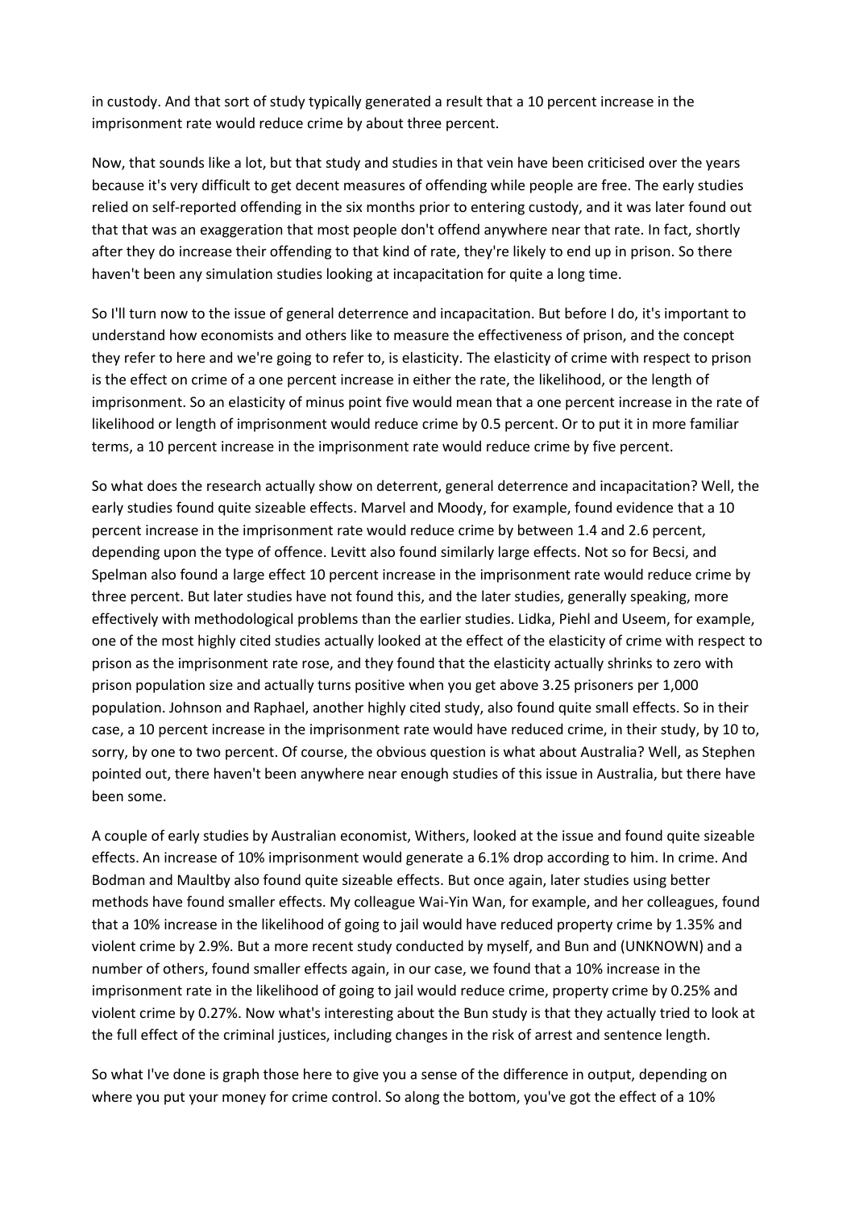in custody. And that sort of study typically generated a result that a 10 percent increase in the imprisonment rate would reduce crime by about three percent.

Now, that sounds like a lot, but that study and studies in that vein have been criticised over the years because it's very difficult to get decent measures of offending while people are free. The early studies relied on self-reported offending in the six months prior to entering custody, and it was later found out that that was an exaggeration that most people don't offend anywhere near that rate. In fact, shortly after they do increase their offending to that kind of rate, they're likely to end up in prison. So there haven't been any simulation studies looking at incapacitation for quite a long time.

So I'll turn now to the issue of general deterrence and incapacitation. But before I do, it's important to understand how economists and others like to measure the effectiveness of prison, and the concept they refer to here and we're going to refer to, is elasticity. The elasticity of crime with respect to prison is the effect on crime of a one percent increase in either the rate, the likelihood, or the length of imprisonment. So an elasticity of minus point five would mean that a one percent increase in the rate of likelihood or length of imprisonment would reduce crime by 0.5 percent. Or to put it in more familiar terms, a 10 percent increase in the imprisonment rate would reduce crime by five percent.

So what does the research actually show on deterrent, general deterrence and incapacitation? Well, the early studies found quite sizeable effects. Marvel and Moody, for example, found evidence that a 10 percent increase in the imprisonment rate would reduce crime by between 1.4 and 2.6 percent, depending upon the type of offence. Levitt also found similarly large effects. Not so for Becsi, and Spelman also found a large effect 10 percent increase in the imprisonment rate would reduce crime by three percent. But later studies have not found this, and the later studies, generally speaking, more effectively with methodological problems than the earlier studies. Lidka, Piehl and Useem, for example, one of the most highly cited studies actually looked at the effect of the elasticity of crime with respect to prison as the imprisonment rate rose, and they found that the elasticity actually shrinks to zero with prison population size and actually turns positive when you get above 3.25 prisoners per 1,000 population. Johnson and Raphael, another highly cited study, also found quite small effects. So in their case, a 10 percent increase in the imprisonment rate would have reduced crime, in their study, by 10 to, sorry, by one to two percent. Of course, the obvious question is what about Australia? Well, as Stephen pointed out, there haven't been anywhere near enough studies of this issue in Australia, but there have been some.

A couple of early studies by Australian economist, Withers, looked at the issue and found quite sizeable effects. An increase of 10% imprisonment would generate a 6.1% drop according to him. In crime. And Bodman and Maultby also found quite sizeable effects. But once again, later studies using better methods have found smaller effects. My colleague Wai-Yin Wan, for example, and her colleagues, found that a 10% increase in the likelihood of going to jail would have reduced property crime by 1.35% and violent crime by 2.9%. But a more recent study conducted by myself, and Bun and (UNKNOWN) and a number of others, found smaller effects again, in our case, we found that a 10% increase in the imprisonment rate in the likelihood of going to jail would reduce crime, property crime by 0.25% and violent crime by 0.27%. Now what's interesting about the Bun study is that they actually tried to look at the full effect of the criminal justices, including changes in the risk of arrest and sentence length.

So what I've done is graph those here to give you a sense of the difference in output, depending on where you put your money for crime control. So along the bottom, you've got the effect of a 10%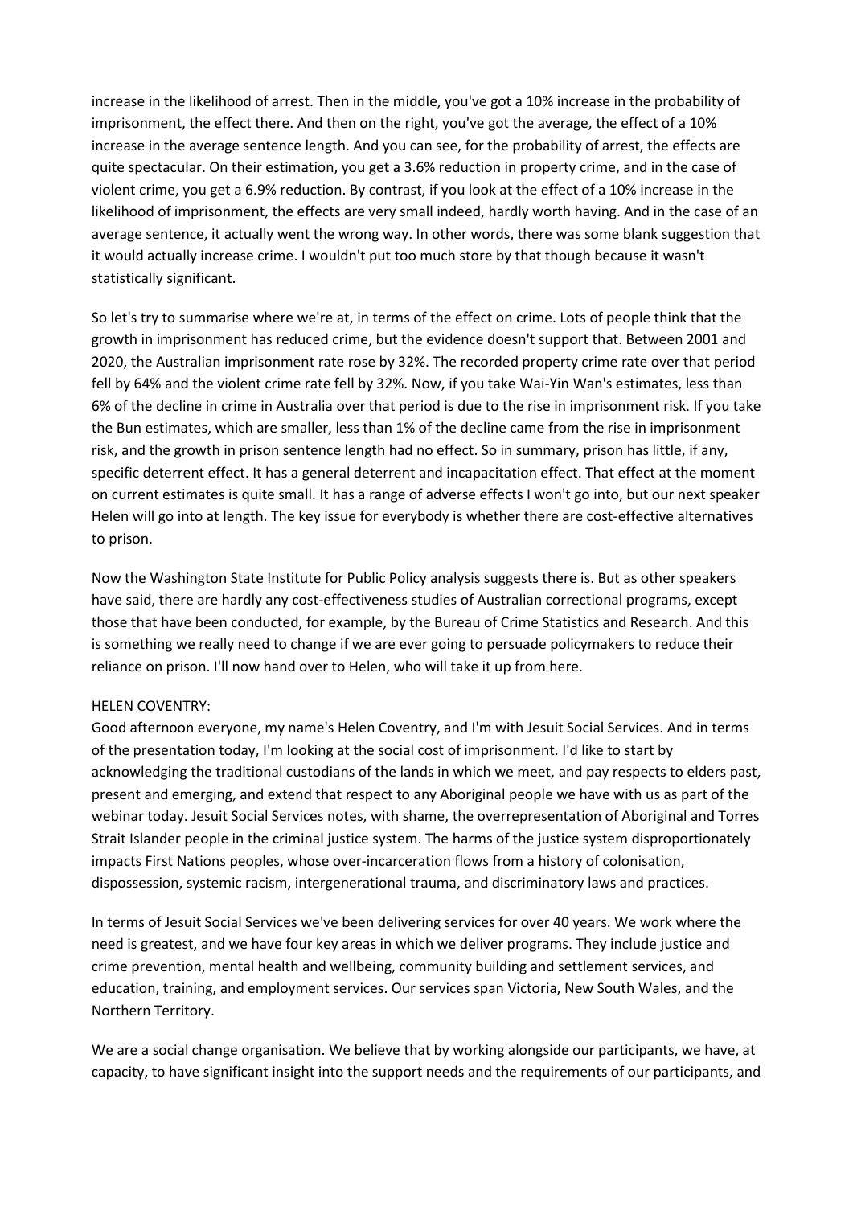increase in the likelihood of arrest. Then in the middle, you've got a 10% increase in the probability of imprisonment, the effect there. And then on the right, you've got the average, the effect of a 10% increase in the average sentence length. And you can see, for the probability of arrest, the effects are quite spectacular. On their estimation, you get a 3.6% reduction in property crime, and in the case of violent crime, you get a 6.9% reduction. By contrast, if you look at the effect of a 10% increase in the likelihood of imprisonment, the effects are very small indeed, hardly worth having. And in the case of an average sentence, it actually went the wrong way. In other words, there was some blank suggestion that it would actually increase crime. I wouldn't put too much store by that though because it wasn't statistically significant.

So let's try to summarise where we're at, in terms of the effect on crime. Lots of people think that the growth in imprisonment has reduced crime, but the evidence doesn't support that. Between 2001 and 2020, the Australian imprisonment rate rose by 32%. The recorded property crime rate over that period fell by 64% and the violent crime rate fell by 32%. Now, if you take Wai-Yin Wan's estimates, less than 6% of the decline in crime in Australia over that period is due to the rise in imprisonment risk. If you take the Bun estimates, which are smaller, less than 1% of the decline came from the rise in imprisonment risk, and the growth in prison sentence length had no effect. So in summary, prison has little, if any, specific deterrent effect. It has a general deterrent and incapacitation effect. That effect at the moment on current estimates is quite small. It has a range of adverse effects I won't go into, but our next speaker Helen will go into at length. The key issue for everybody is whether there are cost-effective alternatives to prison.

Now the Washington State Institute for Public Policy analysis suggests there is. But as other speakers have said, there are hardly any cost-effectiveness studies of Australian correctional programs, except those that have been conducted, for example, by the Bureau of Crime Statistics and Research. And this is something we really need to change if we are ever going to persuade policymakers to reduce their reliance on prison. I'll now hand over to Helen, who will take it up from here.

HELEN COVENTRY:
Good afternoon everyone, my name's Helen Coventry, and I'm with Jesuit Social Services. And in terms of the presentation today, I'm looking at the social cost of imprisonment. I'd like to start by acknowledging the traditional custodians of the lands in which we meet, and pay respects to elders past, present and emerging, and extend that respect to any Aboriginal people we have with us as part of the webinar today. Jesuit Social Services notes, with shame, the overrepresentation of Aboriginal and Torres Strait Islander people in the criminal justice system. The harms of the justice system disproportionately impacts First Nations peoples, whose over-incarceration flows from a history of colonisation, dispossession, systemic racism, intergenerational trauma, and discriminatory laws and practices.

In terms of Jesuit Social Services we've been delivering services for over 40 years. We work where the need is greatest, and we have four key areas in which we deliver programs. They include justice and crime prevention, mental health and wellbeing, community building and settlement services, and education, training, and employment services. Our services span Victoria, New South Wales, and the Northern Territory.

We are a social change organisation. We believe that by working alongside our participants, we have, at capacity, to have significant insight into the support needs and the requirements of our participants, and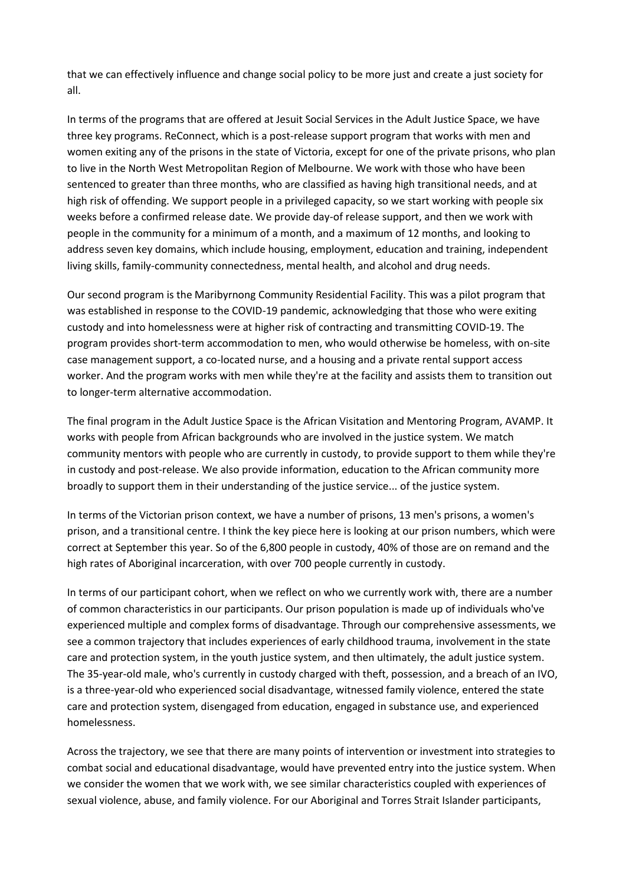that we can effectively influence and change social policy to be more just and create a just society for all.

In terms of the programs that are offered at Jesuit Social Services in the Adult Justice Space, we have three key programs. ReConnect, which is a post-release support program that works with men and women exiting any of the prisons in the state of Victoria, except for one of the private prisons, who plan to live in the North West Metropolitan Region of Melbourne. We work with those who have been sentenced to greater than three months, who are classified as having high transitional needs, and at high risk of offending. We support people in a privileged capacity, so we start working with people six weeks before a confirmed release date. We provide day-of release support, and then we work with people in the community for a minimum of a month, and a maximum of 12 months, and looking to address seven key domains, which include housing, employment, education and training, independent living skills, family-community connectedness, mental health, and alcohol and drug needs.

Our second program is the Maribyrnong Community Residential Facility. This was a pilot program that was established in response to the COVID-19 pandemic, acknowledging that those who were exiting custody and into homelessness were at higher risk of contracting and transmitting COVID-19. The program provides short-term accommodation to men, who would otherwise be homeless, with on-site case management support, a co-located nurse, and a housing and a private rental support access worker. And the program works with men while they're at the facility and assists them to transition out to longer-term alternative accommodation.

The final program in the Adult Justice Space is the African Visitation and Mentoring Program, AVAMP. It works with people from African backgrounds who are involved in the justice system. We match community mentors with people who are currently in custody, to provide support to them while they're in custody and post-release. We also provide information, education to the African community more broadly to support them in their understanding of the justice service... of the justice system.

In terms of the Victorian prison context, we have a number of prisons, 13 men's prisons, a women's prison, and a transitional centre. I think the key piece here is looking at our prison numbers, which were correct at September this year. So of the 6,800 people in custody, 40% of those are on remand and the high rates of Aboriginal incarceration, with over 700 people currently in custody.

In terms of our participant cohort, when we reflect on who we currently work with, there are a number of common characteristics in our participants. Our prison population is made up of individuals who've experienced multiple and complex forms of disadvantage. Through our comprehensive assessments, we see a common trajectory that includes experiences of early childhood trauma, involvement in the state care and protection system, in the youth justice system, and then ultimately, the adult justice system. The 35-year-old male, who's currently in custody charged with theft, possession, and a breach of an IVO, is a three-year-old who experienced social disadvantage, witnessed family violence, entered the state care and protection system, disengaged from education, engaged in substance use, and experienced homelessness.

Across the trajectory, we see that there are many points of intervention or investment into strategies to combat social and educational disadvantage, would have prevented entry into the justice system. When we consider the women that we work with, we see similar characteristics coupled with experiences of sexual violence, abuse, and family violence. For our Aboriginal and Torres Strait Islander participants,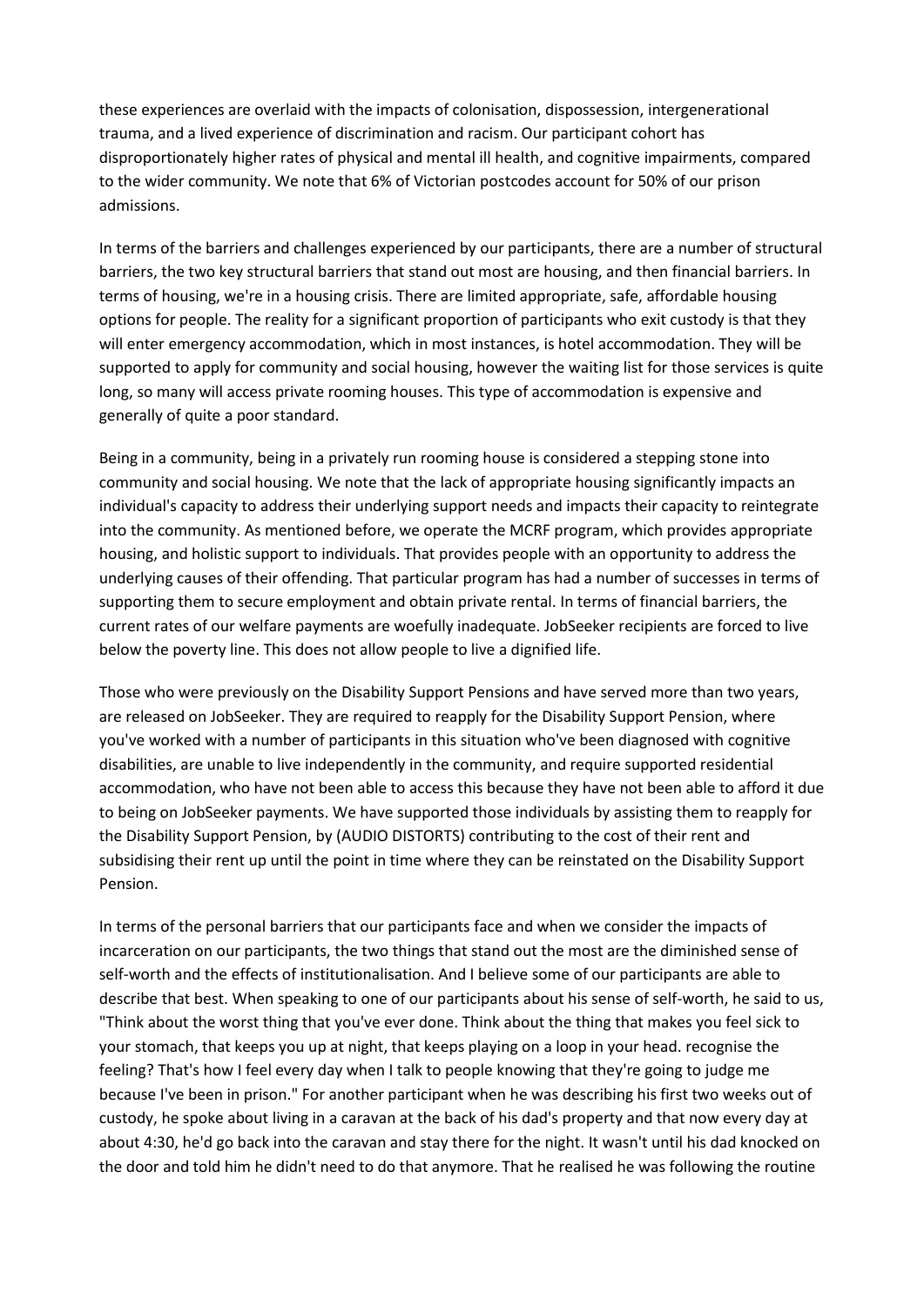these experiences are overlaid with the impacts of colonisation, dispossession, intergenerational trauma, and a lived experience of discrimination and racism. Our participant cohort has disproportionately higher rates of physical and mental ill health, and cognitive impairments, compared to the wider community. We note that 6% of Victorian postcodes account for 50% of our prison admissions.

In terms of the barriers and challenges experienced by our participants, there are a number of structural barriers, the two key structural barriers that stand out most are housing, and then financial barriers. In terms of housing, we're in a housing crisis. There are limited appropriate, safe, affordable housing options for people. The reality for a significant proportion of participants who exit custody is that they will enter emergency accommodation, which in most instances, is hotel accommodation. They will be supported to apply for community and social housing, however the waiting list for those services is quite long, so many will access private rooming houses. This type of accommodation is expensive and generally of quite a poor standard.

Being in a community, being in a privately run rooming house is considered a stepping stone into community and social housing. We note that the lack of appropriate housing significantly impacts an individual's capacity to address their underlying support needs and impacts their capacity to reintegrate into the community. As mentioned before, we operate the MCRF program, which provides appropriate housing, and holistic support to individuals. That provides people with an opportunity to address the underlying causes of their offending. That particular program has had a number of successes in terms of supporting them to secure employment and obtain private rental. In terms of financial barriers, the current rates of our welfare payments are woefully inadequate. JobSeeker recipients are forced to live below the poverty line. This does not allow people to live a dignified life.

Those who were previously on the Disability Support Pensions and have served more than two years, are released on JobSeeker. They are required to reapply for the Disability Support Pension, where you've worked with a number of participants in this situation who've been diagnosed with cognitive disabilities, are unable to live independently in the community, and require supported residential accommodation, who have not been able to access this because they have not been able to afford it due to being on JobSeeker payments. We have supported those individuals by assisting them to reapply for the Disability Support Pension, by (AUDIO DISTORTS) contributing to the cost of their rent and subsidising their rent up until the point in time where they can be reinstated on the Disability Support Pension.

In terms of the personal barriers that our participants face and when we consider the impacts of incarceration on our participants, the two things that stand out the most are the diminished sense of self-worth and the effects of institutionalisation. And I believe some of our participants are able to describe that best. When speaking to one of our participants about his sense of self-worth, he said to us, "Think about the worst thing that you've ever done. Think about the thing that makes you feel sick to your stomach, that keeps you up at night, that keeps playing on a loop in your head. recognise the feeling? That's how I feel every day when I talk to people knowing that they're going to judge me because I've been in prison." For another participant when he was describing his first two weeks out of custody, he spoke about living in a caravan at the back of his dad's property and that now every day at about 4:30, he'd go back into the caravan and stay there for the night. It wasn't until his dad knocked on the door and told him he didn't need to do that anymore. That he realised he was following the routine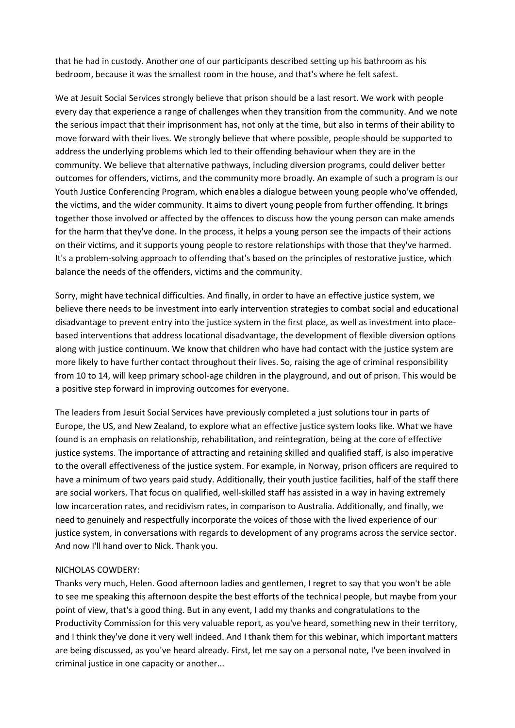that he had in custody. Another one of our participants described setting up his bathroom as his bedroom, because it was the smallest room in the house, and that's where he felt safest.

We at Jesuit Social Services strongly believe that prison should be a last resort. We work with people every day that experience a range of challenges when they transition from the community. And we note the serious impact that their imprisonment has, not only at the time, but also in terms of their ability to move forward with their lives. We strongly believe that where possible, people should be supported to address the underlying problems which led to their offending behaviour when they are in the community. We believe that alternative pathways, including diversion programs, could deliver better outcomes for offenders, victims, and the community more broadly. An example of such a program is our Youth Justice Conferencing Program, which enables a dialogue between young people who've offended, the victims, and the wider community. It aims to divert young people from further offending. It brings together those involved or affected by the offences to discuss how the young person can make amends for the harm that they've done. In the process, it helps a young person see the impacts of their actions on their victims, and it supports young people to restore relationships with those that they've harmed. It's a problem-solving approach to offending that's based on the principles of restorative justice, which balance the needs of the offenders, victims and the community.

Sorry, might have technical difficulties. And finally, in order to have an effective justice system, we believe there needs to be investment into early intervention strategies to combat social and educational disadvantage to prevent entry into the justice system in the first place, as well as investment into place-based interventions that address locational disadvantage, the development of flexible diversion options along with justice continuum. We know that children who have had contact with the justice system are more likely to have further contact throughout their lives. So, raising the age of criminal responsibility from 10 to 14, will keep primary school-age children in the playground, and out of prison. This would be a positive step forward in improving outcomes for everyone.

The leaders from Jesuit Social Services have previously completed a just solutions tour in parts of Europe, the US, and New Zealand, to explore what an effective justice system looks like. What we have found is an emphasis on relationship, rehabilitation, and reintegration, being at the core of effective justice systems. The importance of attracting and retaining skilled and qualified staff, is also imperative to the overall effectiveness of the justice system. For example, in Norway, prison officers are required to have a minimum of two years paid study. Additionally, their youth justice facilities, half of the staff there are social workers. That focus on qualified, well-skilled staff has assisted in a way in having extremely low incarceration rates, and recidivism rates, in comparison to Australia. Additionally, and finally, we need to genuinely and respectfully incorporate the voices of those with the lived experience of our justice system, in conversations with regards to development of any programs across the service sector. And now I'll hand over to Nick. Thank you.

NICHOLAS COWDERY:

Thanks very much, Helen. Good afternoon ladies and gentlemen, I regret to say that you won't be able to see me speaking this afternoon despite the best efforts of the technical people, but maybe from your point of view, that's a good thing. But in any event, I add my thanks and congratulations to the Productivity Commission for this very valuable report, as you've heard, something new in their territory, and I think they've done it very well indeed. And I thank them for this webinar, which important matters are being discussed, as you've heard already. First, let me say on a personal note, I've been involved in criminal justice in one capacity or another...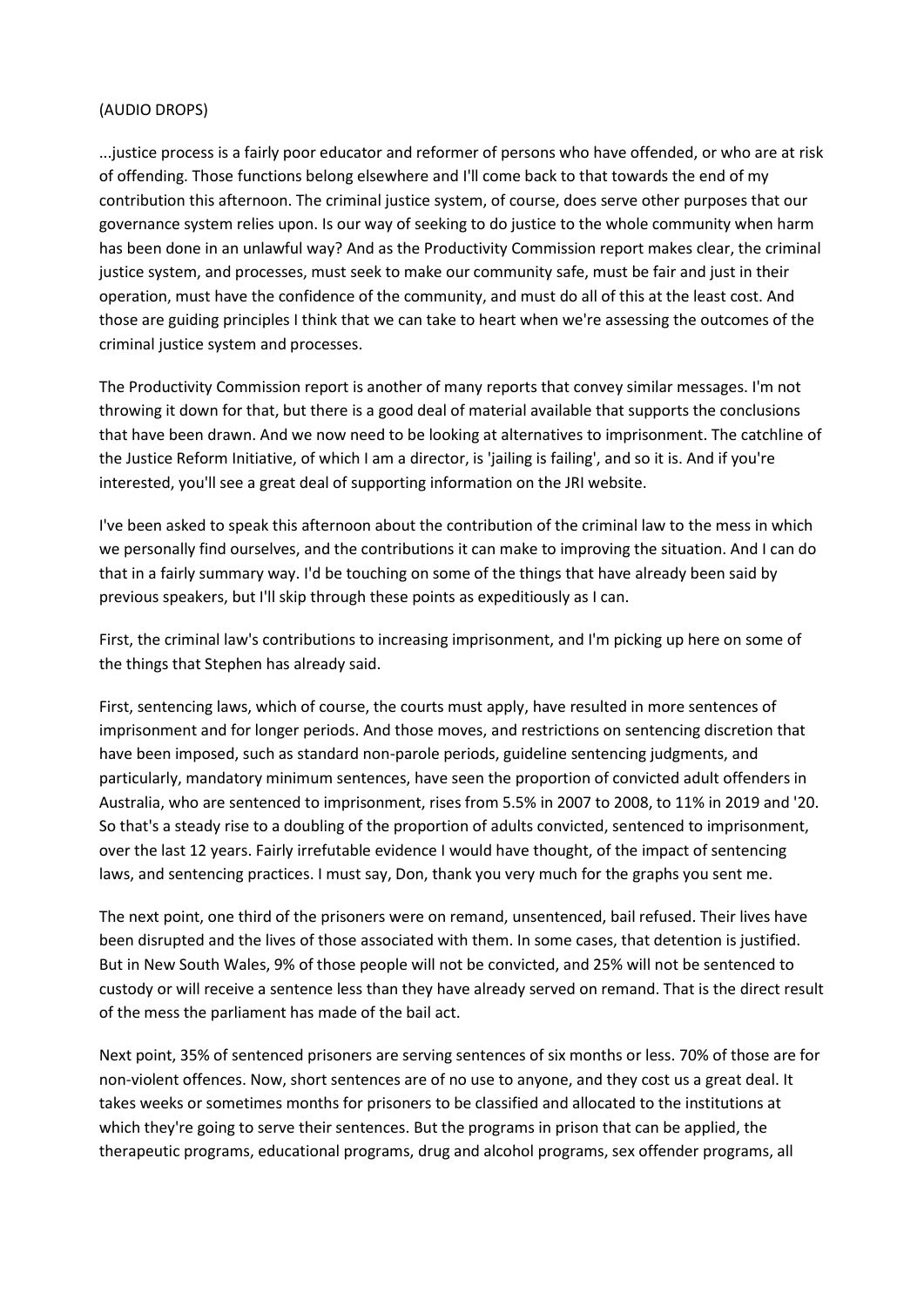(AUDIO DROPS)

...justice process is a fairly poor educator and reformer of persons who have offended, or who are at risk of offending. Those functions belong elsewhere and I'll come back to that towards the end of my contribution this afternoon. The criminal justice system, of course, does serve other purposes that our governance system relies upon. Is our way of seeking to do justice to the whole community when harm has been done in an unlawful way? And as the Productivity Commission report makes clear, the criminal justice system, and processes, must seek to make our community safe, must be fair and just in their operation, must have the confidence of the community, and must do all of this at the least cost. And those are guiding principles I think that we can take to heart when we're assessing the outcomes of the criminal justice system and processes.

The Productivity Commission report is another of many reports that convey similar messages. I'm not throwing it down for that, but there is a good deal of material available that supports the conclusions that have been drawn. And we now need to be looking at alternatives to imprisonment. The catchline of the Justice Reform Initiative, of which I am a director, is 'jailing is failing', and so it is. And if you're interested, you'll see a great deal of supporting information on the JRI website.

I've been asked to speak this afternoon about the contribution of the criminal law to the mess in which we personally find ourselves, and the contributions it can make to improving the situation. And I can do that in a fairly summary way. I'd be touching on some of the things that have already been said by previous speakers, but I'll skip through these points as expeditiously as I can.

First, the criminal law's contributions to increasing imprisonment, and I'm picking up here on some of the things that Stephen has already said.

First, sentencing laws, which of course, the courts must apply, have resulted in more sentences of imprisonment and for longer periods. And those moves, and restrictions on sentencing discretion that have been imposed, such as standard non-parole periods, guideline sentencing judgments, and particularly, mandatory minimum sentences, have seen the proportion of convicted adult offenders in Australia, who are sentenced to imprisonment, rises from 5.5% in 2007 to 2008, to 11% in 2019 and '20. So that's a steady rise to a doubling of the proportion of adults convicted, sentenced to imprisonment, over the last 12 years. Fairly irrefutable evidence I would have thought, of the impact of sentencing laws, and sentencing practices. I must say, Don, thank you very much for the graphs you sent me.

The next point, one third of the prisoners were on remand, unsentenced, bail refused. Their lives have been disrupted and the lives of those associated with them. In some cases, that detention is justified. But in New South Wales, 9% of those people will not be convicted, and 25% will not be sentenced to custody or will receive a sentence less than they have already served on remand. That is the direct result of the mess the parliament has made of the bail act.

Next point, 35% of sentenced prisoners are serving sentences of six months or less. 70% of those are for non-violent offences. Now, short sentences are of no use to anyone, and they cost us a great deal. It takes weeks or sometimes months for prisoners to be classified and allocated to the institutions at which they're going to serve their sentences. But the programs in prison that can be applied, the therapeutic programs, educational programs, drug and alcohol programs, sex offender programs, all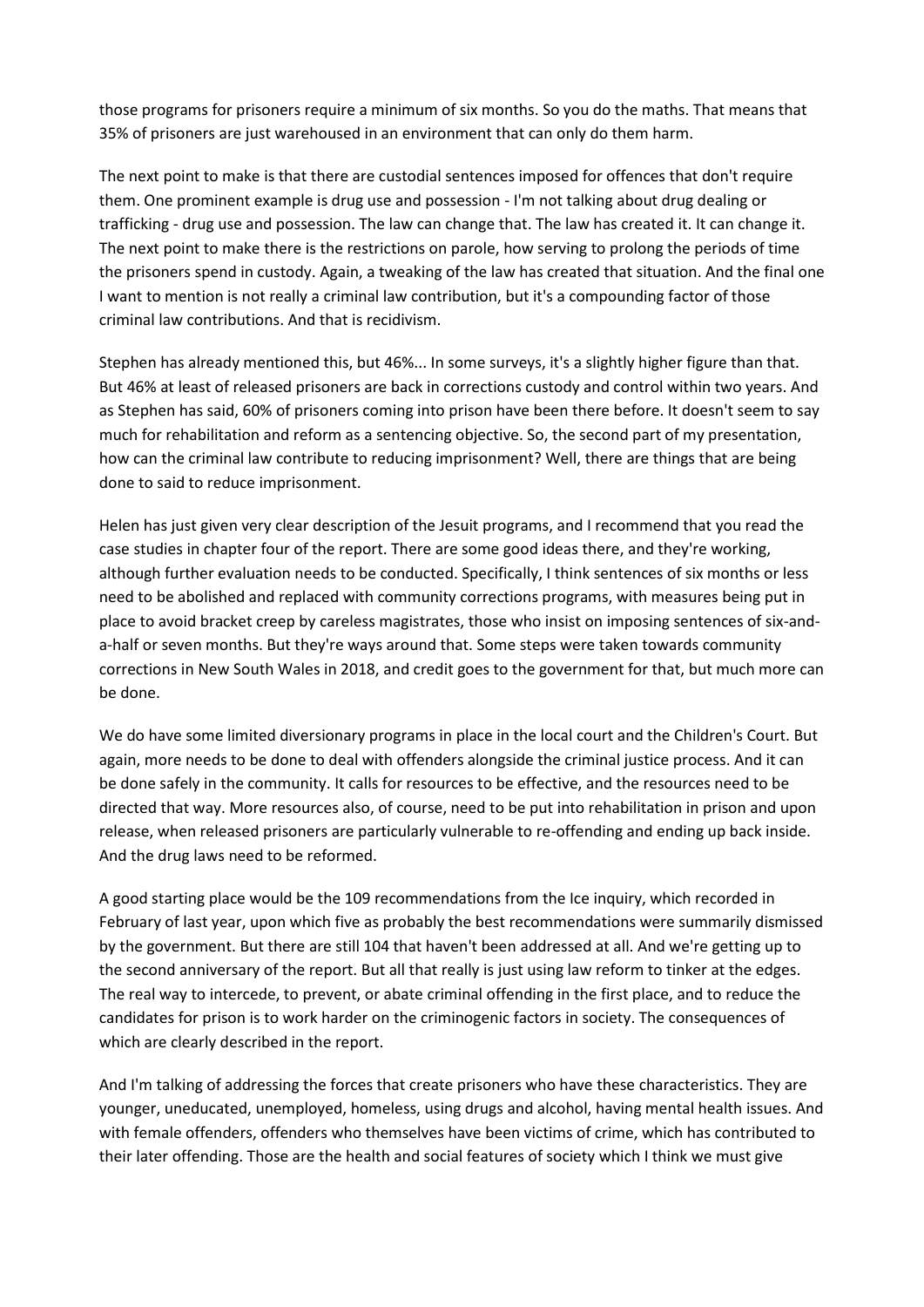those programs for prisoners require a minimum of six months. So you do the maths. That means that 35% of prisoners are just warehoused in an environment that can only do them harm.

The next point to make is that there are custodial sentences imposed for offences that don't require them. One prominent example is drug use and possession - I'm not talking about drug dealing or trafficking - drug use and possession. The law can change that. The law has created it. It can change it. The next point to make there is the restrictions on parole, how serving to prolong the periods of time the prisoners spend in custody. Again, a tweaking of the law has created that situation. And the final one I want to mention is not really a criminal law contribution, but it's a compounding factor of those criminal law contributions. And that is recidivism.

Stephen has already mentioned this, but 46%... In some surveys, it's a slightly higher figure than that. But 46% at least of released prisoners are back in corrections custody and control within two years. And as Stephen has said, 60% of prisoners coming into prison have been there before. It doesn't seem to say much for rehabilitation and reform as a sentencing objective. So, the second part of my presentation, how can the criminal law contribute to reducing imprisonment? Well, there are things that are being done to said to reduce imprisonment.

Helen has just given very clear description of the Jesuit programs, and I recommend that you read the case studies in chapter four of the report. There are some good ideas there, and they're working, although further evaluation needs to be conducted. Specifically, I think sentences of six months or less need to be abolished and replaced with community corrections programs, with measures being put in place to avoid bracket creep by careless magistrates, those who insist on imposing sentences of six-and-a-half or seven months. But they're ways around that. Some steps were taken towards community corrections in New South Wales in 2018, and credit goes to the government for that, but much more can be done.

We do have some limited diversionary programs in place in the local court and the Children's Court. But again, more needs to be done to deal with offenders alongside the criminal justice process. And it can be done safely in the community. It calls for resources to be effective, and the resources need to be directed that way. More resources also, of course, need to be put into rehabilitation in prison and upon release, when released prisoners are particularly vulnerable to re-offending and ending up back inside. And the drug laws need to be reformed.

A good starting place would be the 109 recommendations from the Ice inquiry, which recorded in February of last year, upon which five as probably the best recommendations were summarily dismissed by the government. But there are still 104 that haven't been addressed at all. And we're getting up to the second anniversary of the report. But all that really is just using law reform to tinker at the edges. The real way to intercede, to prevent, or abate criminal offending in the first place, and to reduce the candidates for prison is to work harder on the criminogenic factors in society. The consequences of which are clearly described in the report.

And I'm talking of addressing the forces that create prisoners who have these characteristics. They are younger, uneducated, unemployed, homeless, using drugs and alcohol, having mental health issues. And with female offenders, offenders who themselves have been victims of crime, which has contributed to their later offending. Those are the health and social features of society which I think we must give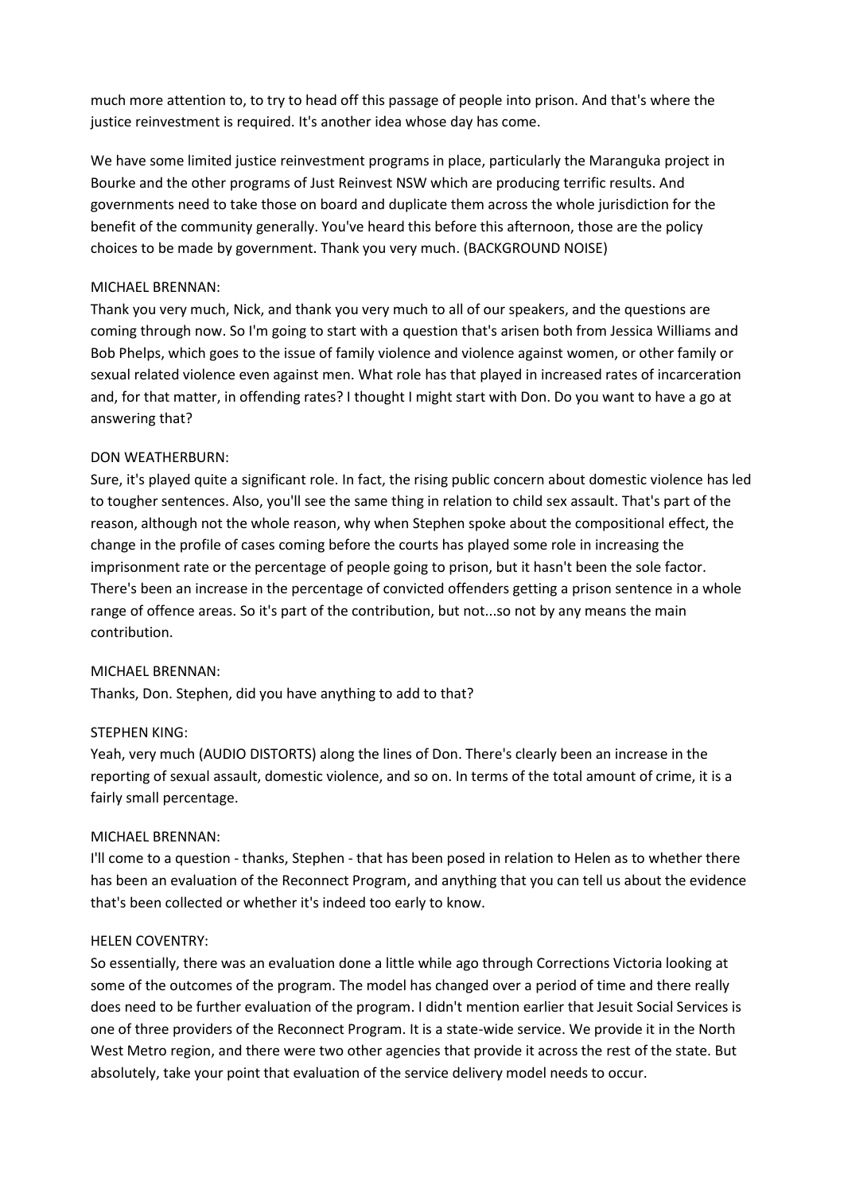much more attention to, to try to head off this passage of people into prison. And that's where the justice reinvestment is required. It's another idea whose day has come.

We have some limited justice reinvestment programs in place, particularly the Maranguka project in Bourke and the other programs of Just Reinvest NSW which are producing terrific results. And governments need to take those on board and duplicate them across the whole jurisdiction for the benefit of the community generally. You've heard this before this afternoon, those are the policy choices to be made by government. Thank you very much. (BACKGROUND NOISE)

MICHAEL BRENNAN:
Thank you very much, Nick, and thank you very much to all of our speakers, and the questions are coming through now. So I'm going to start with a question that's arisen both from Jessica Williams and Bob Phelps, which goes to the issue of family violence and violence against women, or other family or sexual related violence even against men. What role has that played in increased rates of incarceration and, for that matter, in offending rates? I thought I might start with Don. Do you want to have a go at answering that?

DON WEATHERBURN:
Sure, it's played quite a significant role. In fact, the rising public concern about domestic violence has led to tougher sentences. Also, you'll see the same thing in relation to child sex assault. That's part of the reason, although not the whole reason, why when Stephen spoke about the compositional effect, the change in the profile of cases coming before the courts has played some role in increasing the imprisonment rate or the percentage of people going to prison, but it hasn't been the sole factor. There's been an increase in the percentage of convicted offenders getting a prison sentence in a whole range of offence areas. So it's part of the contribution, but not...so not by any means the main contribution.

MICHAEL BRENNAN:
Thanks, Don. Stephen, did you have anything to add to that?

STEPHEN KING:
Yeah, very much (AUDIO DISTORTS) along the lines of Don. There's clearly been an increase in the reporting of sexual assault, domestic violence, and so on. In terms of the total amount of crime, it is a fairly small percentage.

MICHAEL BRENNAN:
I'll come to a question - thanks, Stephen - that has been posed in relation to Helen as to whether there has been an evaluation of the Reconnect Program, and anything that you can tell us about the evidence that's been collected or whether it's indeed too early to know.

HELEN COVENTRY:
So essentially, there was an evaluation done a little while ago through Corrections Victoria looking at some of the outcomes of the program. The model has changed over a period of time and there really does need to be further evaluation of the program. I didn't mention earlier that Jesuit Social Services is one of three providers of the Reconnect Program. It is a state-wide service. We provide it in the North West Metro region, and there were two other agencies that provide it across the rest of the state. But absolutely, take your point that evaluation of the service delivery model needs to occur.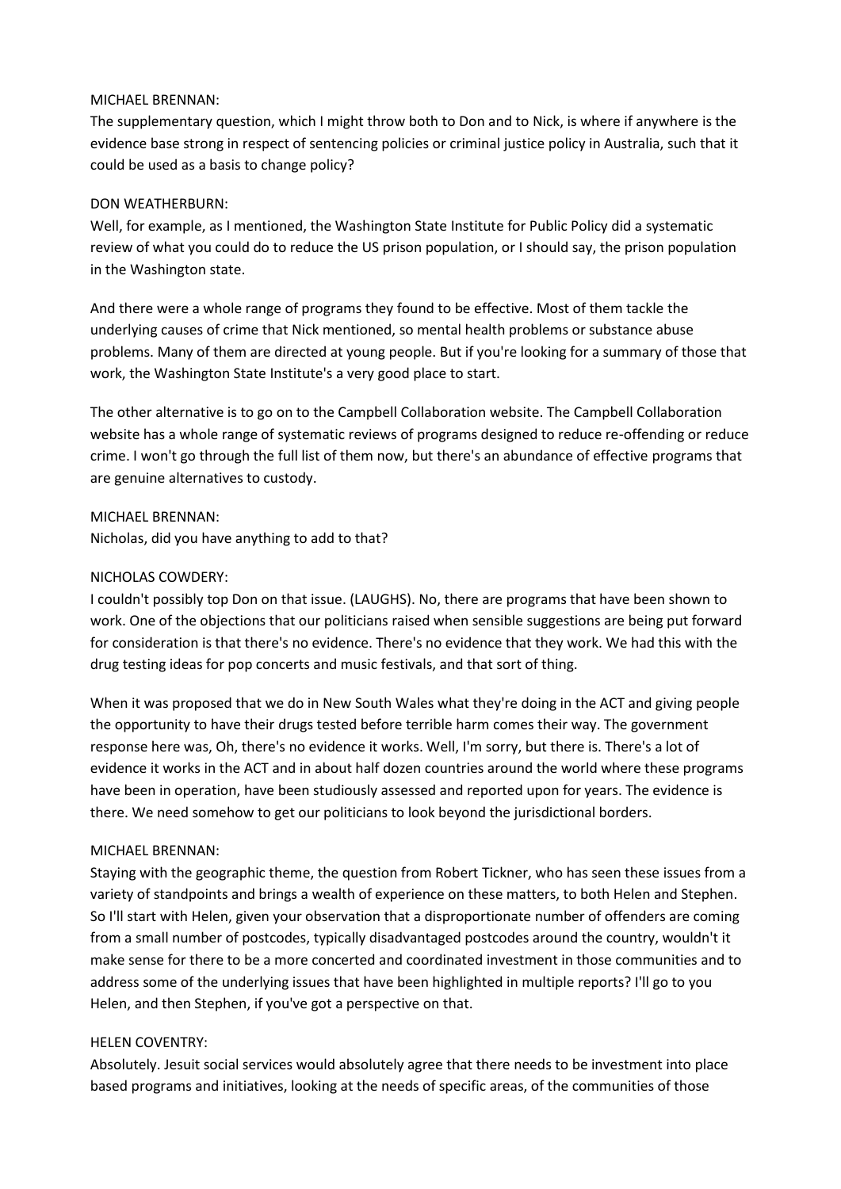MICHAEL BRENNAN:
The supplementary question, which I might throw both to Don and to Nick, is where if anywhere is the evidence base strong in respect of sentencing policies or criminal justice policy in Australia, such that it could be used as a basis to change policy?

DON WEATHERBURN:
Well, for example, as I mentioned, the Washington State Institute for Public Policy did a systematic review of what you could do to reduce the US prison population, or I should say, the prison population in the Washington state.

And there were a whole range of programs they found to be effective. Most of them tackle the underlying causes of crime that Nick mentioned, so mental health problems or substance abuse problems. Many of them are directed at young people. But if you're looking for a summary of those that work, the Washington State Institute's a very good place to start.

The other alternative is to go on to the Campbell Collaboration website. The Campbell Collaboration website has a whole range of systematic reviews of programs designed to reduce re-offending or reduce crime. I won't go through the full list of them now, but there's an abundance of effective programs that are genuine alternatives to custody.

MICHAEL BRENNAN:
Nicholas, did you have anything to add to that?

NICHOLAS COWDERY:
I couldn't possibly top Don on that issue. (LAUGHS). No, there are programs that have been shown to work. One of the objections that our politicians raised when sensible suggestions are being put forward for consideration is that there's no evidence. There's no evidence that they work. We had this with the drug testing ideas for pop concerts and music festivals, and that sort of thing.

When it was proposed that we do in New South Wales what they're doing in the ACT and giving people the opportunity to have their drugs tested before terrible harm comes their way. The government response here was, Oh, there's no evidence it works. Well, I'm sorry, but there is. There's a lot of evidence it works in the ACT and in about half dozen countries around the world where these programs have been in operation, have been studiously assessed and reported upon for years. The evidence is there. We need somehow to get our politicians to look beyond the jurisdictional borders.

MICHAEL BRENNAN:
Staying with the geographic theme, the question from Robert Tickner, who has seen these issues from a variety of standpoints and brings a wealth of experience on these matters, to both Helen and Stephen. So I'll start with Helen, given your observation that a disproportionate number of offenders are coming from a small number of postcodes, typically disadvantaged postcodes around the country, wouldn't it make sense for there to be a more concerted and coordinated investment in those communities and to address some of the underlying issues that have been highlighted in multiple reports? I'll go to you Helen, and then Stephen, if you've got a perspective on that.

HELEN COVENTRY:
Absolutely. Jesuit social services would absolutely agree that there needs to be investment into place based programs and initiatives, looking at the needs of specific areas, of the communities of those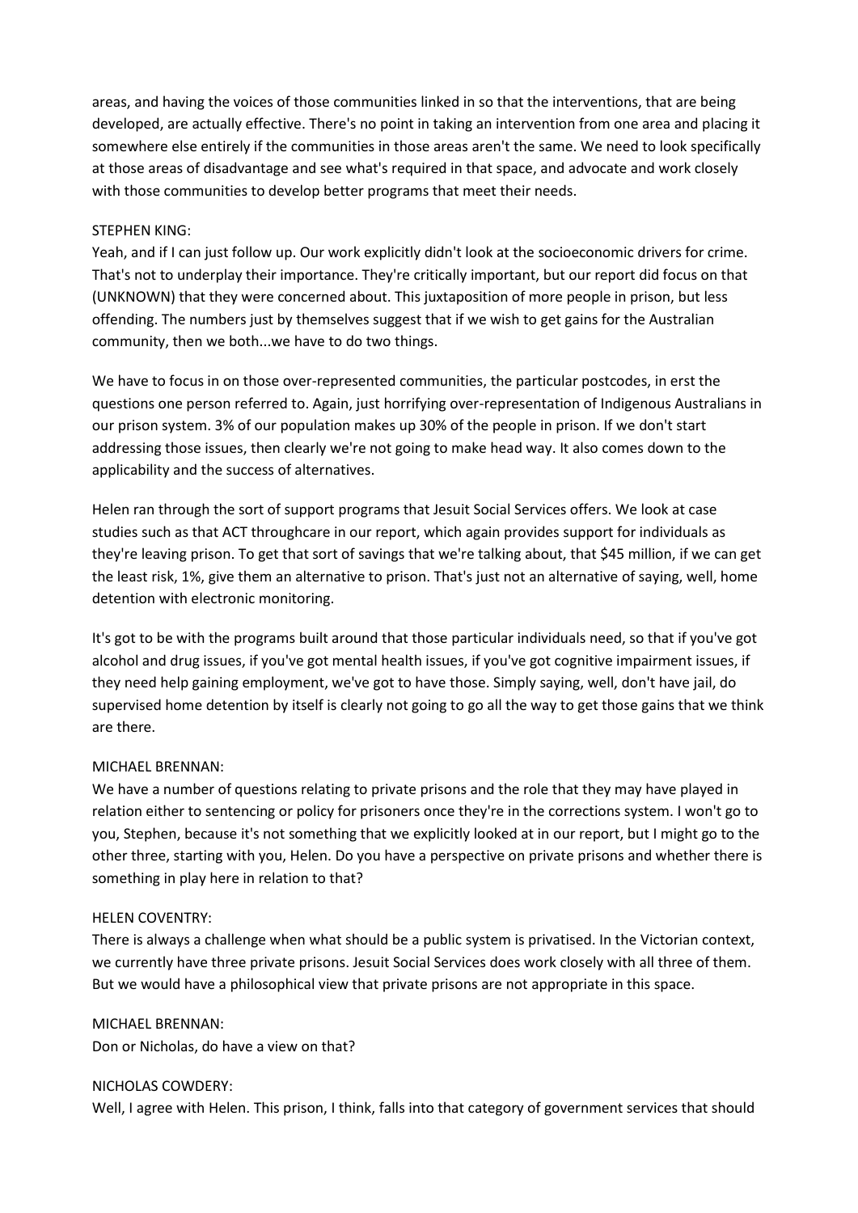areas, and having the voices of those communities linked in so that the interventions, that are being developed, are actually effective. There's no point in taking an intervention from one area and placing it somewhere else entirely if the communities in those areas aren't the same. We need to look specifically at those areas of disadvantage and see what's required in that space, and advocate and work closely with those communities to develop better programs that meet their needs.

STEPHEN KING:
Yeah, and if I can just follow up. Our work explicitly didn't look at the socioeconomic drivers for crime. That's not to underplay their importance. They're critically important, but our report did focus on that (UNKNOWN) that they were concerned about. This juxtaposition of more people in prison, but less offending. The numbers just by themselves suggest that if we wish to get gains for the Australian community, then we both...we have to do two things.

We have to focus in on those over-represented communities, the particular postcodes, in erst the questions one person referred to. Again, just horrifying over-representation of Indigenous Australians in our prison system. 3% of our population makes up 30% of the people in prison. If we don't start addressing those issues, then clearly we're not going to make head way. It also comes down to the applicability and the success of alternatives.

Helen ran through the sort of support programs that Jesuit Social Services offers. We look at case studies such as that ACT throughcare in our report, which again provides support for individuals as they're leaving prison. To get that sort of savings that we're talking about, that $45 million, if we can get the least risk, 1%, give them an alternative to prison. That's just not an alternative of saying, well, home detention with electronic monitoring.

It's got to be with the programs built around that those particular individuals need, so that if you've got alcohol and drug issues, if you've got mental health issues, if you've got cognitive impairment issues, if they need help gaining employment, we've got to have those. Simply saying, well, don't have jail, do supervised home detention by itself is clearly not going to go all the way to get those gains that we think are there.

MICHAEL BRENNAN:
We have a number of questions relating to private prisons and the role that they may have played in relation either to sentencing or policy for prisoners once they're in the corrections system. I won't go to you, Stephen, because it's not something that we explicitly looked at in our report, but I might go to the other three, starting with you, Helen. Do you have a perspective on private prisons and whether there is something in play here in relation to that?

HELEN COVENTRY:
There is always a challenge when what should be a public system is privatised. In the Victorian context, we currently have three private prisons. Jesuit Social Services does work closely with all three of them. But we would have a philosophical view that private prisons are not appropriate in this space.

MICHAEL BRENNAN:
Don or Nicholas, do have a view on that?

NICHOLAS COWDERY:
Well, I agree with Helen. This prison, I think, falls into that category of government services that should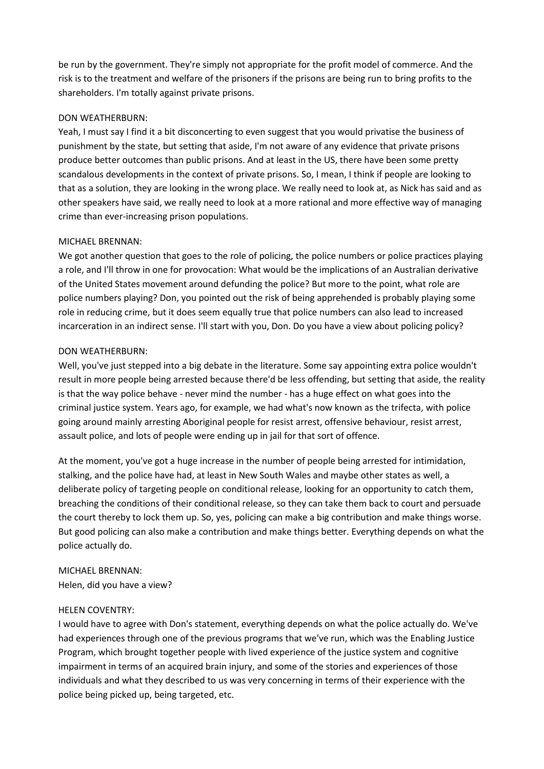be run by the government. They're simply not appropriate for the profit model of commerce. And the risk is to the treatment and welfare of the prisoners if the prisons are being run to bring profits to the shareholders. I'm totally against private prisons.

DON WEATHERBURN:
Yeah, I must say I find it a bit disconcerting to even suggest that you would privatise the business of punishment by the state, but setting that aside, I'm not aware of any evidence that private prisons produce better outcomes than public prisons. And at least in the US, there have been some pretty scandalous developments in the context of private prisons. So, I mean, I think if people are looking to that as a solution, they are looking in the wrong place. We really need to look at, as Nick has said and as other speakers have said, we really need to look at a more rational and more effective way of managing crime than ever-increasing prison populations.

MICHAEL BRENNAN:
We got another question that goes to the role of policing, the police numbers or police practices playing a role, and I'll throw in one for provocation: What would be the implications of an Australian derivative of the United States movement around defunding the police? But more to the point, what role are police numbers playing? Don, you pointed out the risk of being apprehended is probably playing some role in reducing crime, but it does seem equally true that police numbers can also lead to increased incarceration in an indirect sense. I'll start with you, Don. Do you have a view about policing policy?

DON WEATHERBURN:
Well, you've just stepped into a big debate in the literature. Some say appointing extra police wouldn't result in more people being arrested because there'd be less offending, but setting that aside, the reality is that the way police behave - never mind the number - has a huge effect on what goes into the criminal justice system. Years ago, for example, we had what's now known as the trifecta, with police going around mainly arresting Aboriginal people for resist arrest, offensive behaviour, resist arrest, assault police, and lots of people were ending up in jail for that sort of offence.

At the moment, you've got a huge increase in the number of people being arrested for intimidation, stalking, and the police have had, at least in New South Wales and maybe other states as well, a deliberate policy of targeting people on conditional release, looking for an opportunity to catch them, breaching the conditions of their conditional release, so they can take them back to court and persuade the court thereby to lock them up. So, yes, policing can make a big contribution and make things worse. But good policing can also make a contribution and make things better. Everything depends on what the police actually do.

MICHAEL BRENNAN:
Helen, did you have a view?

HELEN COVENTRY:
I would have to agree with Don's statement, everything depends on what the police actually do. We've had experiences through one of the previous programs that we've run, which was the Enabling Justice Program, which brought together people with lived experience of the justice system and cognitive impairment in terms of an acquired brain injury, and some of the stories and experiences of those individuals and what they described to us was very concerning in terms of their experience with the police being picked up, being targeted, etc.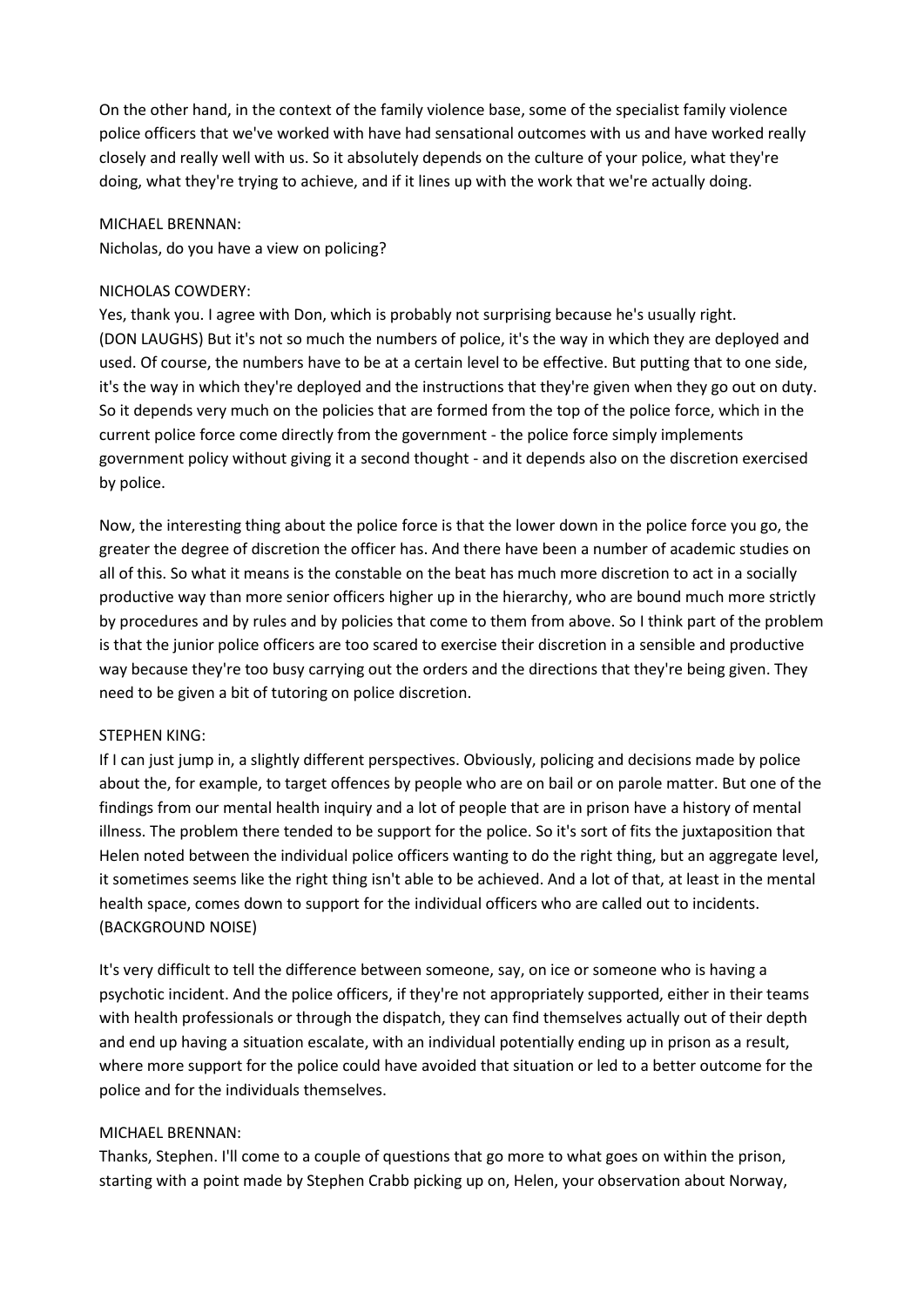On the other hand, in the context of the family violence base, some of the specialist family violence police officers that we've worked with have had sensational outcomes with us and have worked really closely and really well with us. So it absolutely depends on the culture of your police, what they're doing, what they're trying to achieve, and if it lines up with the work that we're actually doing.

MICHAEL BRENNAN:
Nicholas, do you have a view on policing?

NICHOLAS COWDERY:
Yes, thank you. I agree with Don, which is probably not surprising because he's usually right. (DON LAUGHS) But it's not so much the numbers of police, it's the way in which they are deployed and used. Of course, the numbers have to be at a certain level to be effective. But putting that to one side, it's the way in which they're deployed and the instructions that they're given when they go out on duty. So it depends very much on the policies that are formed from the top of the police force, which in the current police force come directly from the government - the police force simply implements government policy without giving it a second thought - and it depends also on the discretion exercised by police.

Now, the interesting thing about the police force is that the lower down in the police force you go, the greater the degree of discretion the officer has. And there have been a number of academic studies on all of this. So what it means is the constable on the beat has much more discretion to act in a socially productive way than more senior officers higher up in the hierarchy, who are bound much more strictly by procedures and by rules and by policies that come to them from above. So I think part of the problem is that the junior police officers are too scared to exercise their discretion in a sensible and productive way because they're too busy carrying out the orders and the directions that they're being given. They need to be given a bit of tutoring on police discretion.

STEPHEN KING:
If I can just jump in, a slightly different perspectives. Obviously, policing and decisions made by police about the, for example, to target offences by people who are on bail or on parole matter. But one of the findings from our mental health inquiry and a lot of people that are in prison have a history of mental illness. The problem there tended to be support for the police. So it's sort of fits the juxtaposition that Helen noted between the individual police officers wanting to do the right thing, but an aggregate level, it sometimes seems like the right thing isn't able to be achieved. And a lot of that, at least in the mental health space, comes down to support for the individual officers who are called out to incidents. (BACKGROUND NOISE)

It's very difficult to tell the difference between someone, say, on ice or someone who is having a psychotic incident. And the police officers, if they're not appropriately supported, either in their teams with health professionals or through the dispatch, they can find themselves actually out of their depth and end up having a situation escalate, with an individual potentially ending up in prison as a result, where more support for the police could have avoided that situation or led to a better outcome for the police and for the individuals themselves.

MICHAEL BRENNAN:
Thanks, Stephen. I'll come to a couple of questions that go more to what goes on within the prison, starting with a point made by Stephen Crabb picking up on, Helen, your observation about Norway,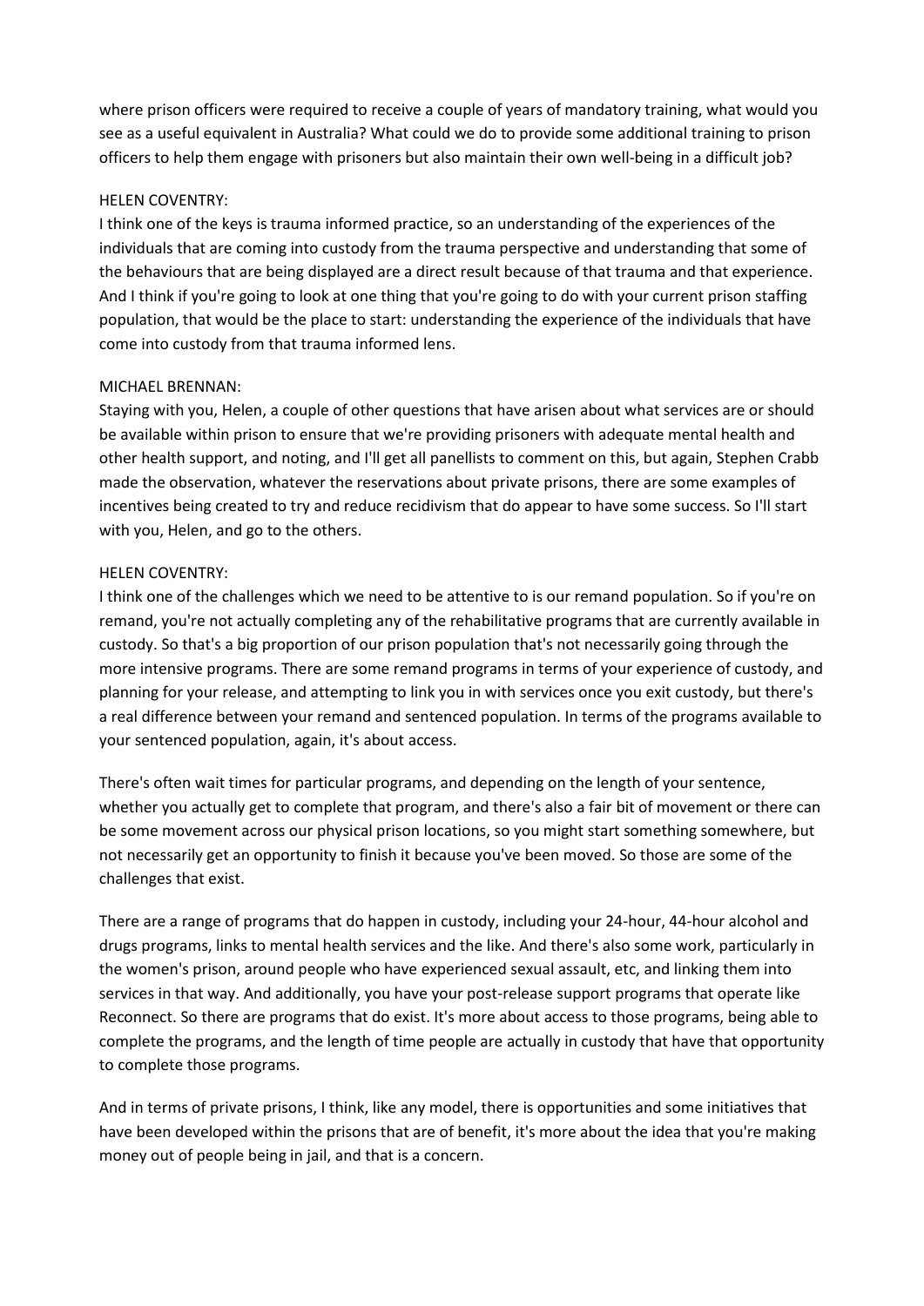where prison officers were required to receive a couple of years of mandatory training, what would you see as a useful equivalent in Australia? What could we do to provide some additional training to prison officers to help them engage with prisoners but also maintain their own well-being in a difficult job?

HELEN COVENTRY:
I think one of the keys is trauma informed practice, so an understanding of the experiences of the individuals that are coming into custody from the trauma perspective and understanding that some of the behaviours that are being displayed are a direct result because of that trauma and that experience. And I think if you're going to look at one thing that you're going to do with your current prison staffing population, that would be the place to start: understanding the experience of the individuals that have come into custody from that trauma informed lens.

MICHAEL BRENNAN:
Staying with you, Helen, a couple of other questions that have arisen about what services are or should be available within prison to ensure that we're providing prisoners with adequate mental health and other health support, and noting, and I'll get all panellists to comment on this, but again, Stephen Crabb made the observation, whatever the reservations about private prisons, there are some examples of incentives being created to try and reduce recidivism that do appear to have some success. So I'll start with you, Helen, and go to the others.

HELEN COVENTRY:
I think one of the challenges which we need to be attentive to is our remand population. So if you're on remand, you're not actually completing any of the rehabilitative programs that are currently available in custody. So that's a big proportion of our prison population that's not necessarily going through the more intensive programs. There are some remand programs in terms of your experience of custody, and planning for your release, and attempting to link you in with services once you exit custody, but there's a real difference between your remand and sentenced population. In terms of the programs available to your sentenced population, again, it's about access.

There's often wait times for particular programs, and depending on the length of your sentence, whether you actually get to complete that program, and there's also a fair bit of movement or there can be some movement across our physical prison locations, so you might start something somewhere, but not necessarily get an opportunity to finish it because you've been moved. So those are some of the challenges that exist.

There are a range of programs that do happen in custody, including your 24-hour, 44-hour alcohol and drugs programs, links to mental health services and the like. And there's also some work, particularly in the women's prison, around people who have experienced sexual assault, etc, and linking them into services in that way. And additionally, you have your post-release support programs that operate like Reconnect. So there are programs that do exist. It's more about access to those programs, being able to complete the programs, and the length of time people are actually in custody that have that opportunity to complete those programs.

And in terms of private prisons, I think, like any model, there is opportunities and some initiatives that have been developed within the prisons that are of benefit, it's more about the idea that you're making money out of people being in jail, and that is a concern.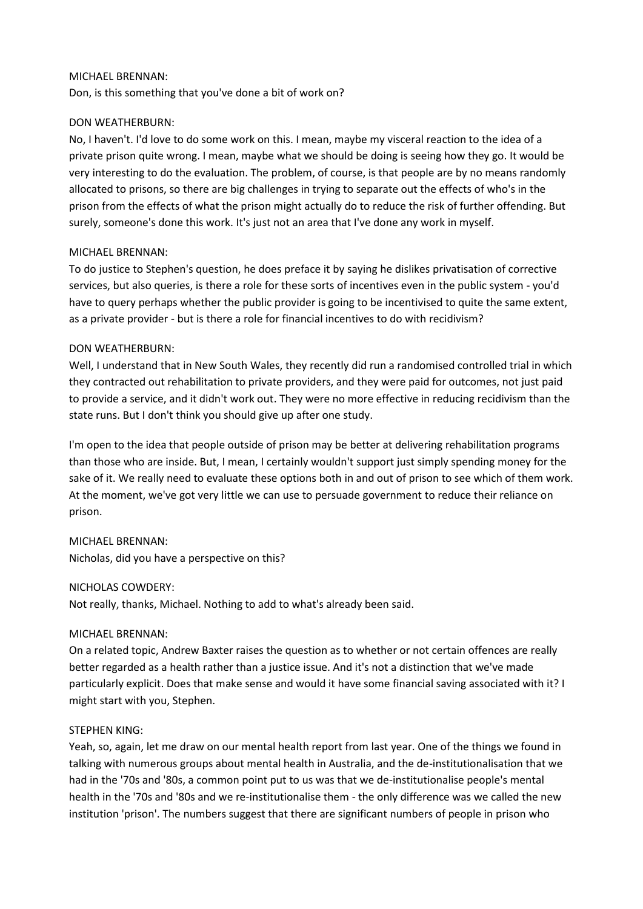MICHAEL BRENNAN:
Don, is this something that you've done a bit of work on?

DON WEATHERBURN:
No, I haven't. I'd love to do some work on this. I mean, maybe my visceral reaction to the idea of a private prison quite wrong. I mean, maybe what we should be doing is seeing how they go. It would be very interesting to do the evaluation. The problem, of course, is that people are by no means randomly allocated to prisons, so there are big challenges in trying to separate out the effects of who's in the prison from the effects of what the prison might actually do to reduce the risk of further offending. But surely, someone's done this work. It's just not an area that I've done any work in myself.

MICHAEL BRENNAN:
To do justice to Stephen's question, he does preface it by saying he dislikes privatisation of corrective services, but also queries, is there a role for these sorts of incentives even in the public system - you'd have to query perhaps whether the public provider is going to be incentivised to quite the same extent, as a private provider - but is there a role for financial incentives to do with recidivism?

DON WEATHERBURN:
Well, I understand that in New South Wales, they recently did run a randomised controlled trial in which they contracted out rehabilitation to private providers, and they were paid for outcomes, not just paid to provide a service, and it didn't work out. They were no more effective in reducing recidivism than the state runs. But I don't think you should give up after one study.

I'm open to the idea that people outside of prison may be better at delivering rehabilitation programs than those who are inside. But, I mean, I certainly wouldn't support just simply spending money for the sake of it. We really need to evaluate these options both in and out of prison to see which of them work. At the moment, we've got very little we can use to persuade government to reduce their reliance on prison.

MICHAEL BRENNAN:
Nicholas, did you have a perspective on this?

NICHOLAS COWDERY:
Not really, thanks, Michael. Nothing to add to what's already been said.

MICHAEL BRENNAN:
On a related topic, Andrew Baxter raises the question as to whether or not certain offences are really better regarded as a health rather than a justice issue. And it's not a distinction that we've made particularly explicit. Does that make sense and would it have some financial saving associated with it? I might start with you, Stephen.

STEPHEN KING:
Yeah, so, again, let me draw on our mental health report from last year. One of the things we found in talking with numerous groups about mental health in Australia, and the de-institutionalisation that we had in the '70s and '80s, a common point put to us was that we de-institutionalise people's mental health in the '70s and '80s and we re-institutionalise them - the only difference was we called the new institution 'prison'. The numbers suggest that there are significant numbers of people in prison who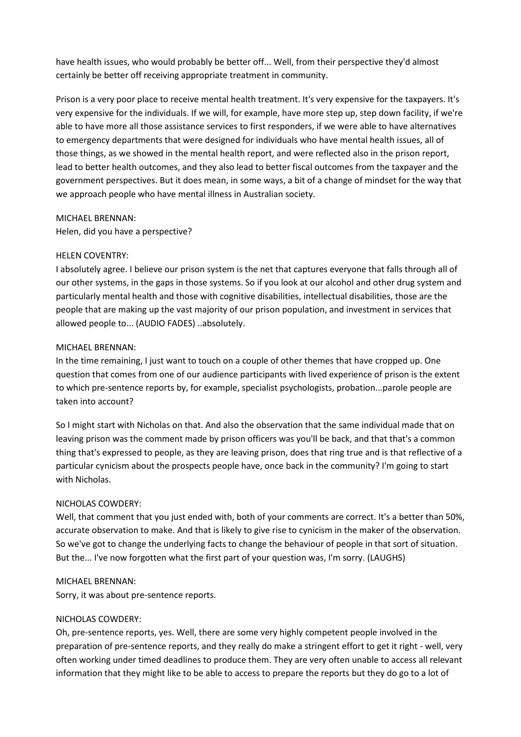have health issues, who would probably be better off... Well, from their perspective they'd almost certainly be better off receiving appropriate treatment in community.

Prison is a very poor place to receive mental health treatment. It's very expensive for the taxpayers. It's very expensive for the individuals. If we will, for example, have more step up, step down facility, if we're able to have more all those assistance services to first responders, if we were able to have alternatives to emergency departments that were designed for individuals who have mental health issues, all of those things, as we showed in the mental health report, and were reflected also in the prison report, lead to better health outcomes, and they also lead to better fiscal outcomes from the taxpayer and the government perspectives. But it does mean, in some ways, a bit of a change of mindset for the way that we approach people who have mental illness in Australian society.

MICHAEL BRENNAN:
Helen, did you have a perspective?

HELEN COVENTRY:
I absolutely agree. I believe our prison system is the net that captures everyone that falls through all of our other systems, in the gaps in those systems. So if you look at our alcohol and other drug system and particularly mental health and those with cognitive disabilities, intellectual disabilities, those are the people that are making up the vast majority of our prison population, and investment in services that allowed people to... (AUDIO FADES) ..absolutely.

MICHAEL BRENNAN:
In the time remaining, I just want to touch on a couple of other themes that have cropped up. One question that comes from one of our audience participants with lived experience of prison is the extent to which pre-sentence reports by, for example, specialist psychologists, probation...parole people are taken into account?

So I might start with Nicholas on that. And also the observation that the same individual made that on leaving prison was the comment made by prison officers was you'll be back, and that that's a common thing that's expressed to people, as they are leaving prison, does that ring true and is that reflective of a particular cynicism about the prospects people have, once back in the community? I'm going to start with Nicholas.

NICHOLAS COWDERY:
Well, that comment that you just ended with, both of your comments are correct. It's a better than 50%, accurate observation to make. And that is likely to give rise to cynicism in the maker of the observation. So we've got to change the underlying facts to change the behaviour of people in that sort of situation. But the... I've now forgotten what the first part of your question was, I'm sorry. (LAUGHS)

MICHAEL BRENNAN:
Sorry, it was about pre-sentence reports.

NICHOLAS COWDERY:
Oh, pre-sentence reports, yes. Well, there are some very highly competent people involved in the preparation of pre-sentence reports, and they really do make a stringent effort to get it right - well, very often working under timed deadlines to produce them. They are very often unable to access all relevant information that they might like to be able to access to prepare the reports but they do go to a lot of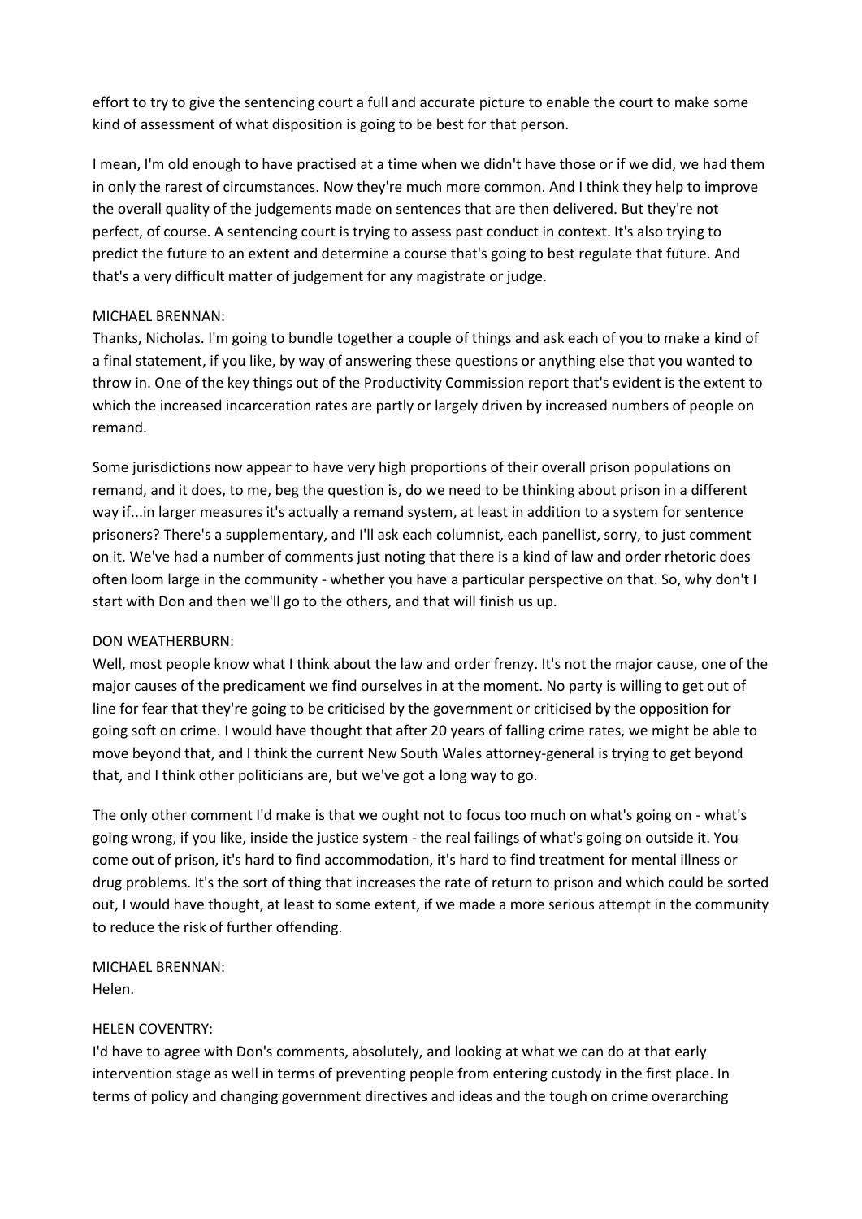effort to try to give the sentencing court a full and accurate picture to enable the court to make some kind of assessment of what disposition is going to be best for that person.

I mean, I'm old enough to have practised at a time when we didn't have those or if we did, we had them in only the rarest of circumstances. Now they're much more common. And I think they help to improve the overall quality of the judgements made on sentences that are then delivered. But they're not perfect, of course. A sentencing court is trying to assess past conduct in context. It's also trying to predict the future to an extent and determine a course that's going to best regulate that future. And that's a very difficult matter of judgement for any magistrate or judge.

MICHAEL BRENNAN:
Thanks, Nicholas. I'm going to bundle together a couple of things and ask each of you to make a kind of a final statement, if you like, by way of answering these questions or anything else that you wanted to throw in. One of the key things out of the Productivity Commission report that's evident is the extent to which the increased incarceration rates are partly or largely driven by increased numbers of people on remand.

Some jurisdictions now appear to have very high proportions of their overall prison populations on remand, and it does, to me, beg the question is, do we need to be thinking about prison in a different way if...in larger measures it's actually a remand system, at least in addition to a system for sentence prisoners? There's a supplementary, and I'll ask each columnist, each panellist, sorry, to just comment on it. We've had a number of comments just noting that there is a kind of law and order rhetoric does often loom large in the community - whether you have a particular perspective on that. So, why don't I start with Don and then we'll go to the others, and that will finish us up.

DON WEATHERBURN:
Well, most people know what I think about the law and order frenzy. It's not the major cause, one of the major causes of the predicament we find ourselves in at the moment. No party is willing to get out of line for fear that they're going to be criticised by the government or criticised by the opposition for going soft on crime. I would have thought that after 20 years of falling crime rates, we might be able to move beyond that, and I think the current New South Wales attorney-general is trying to get beyond that, and I think other politicians are, but we've got a long way to go.

The only other comment I'd make is that we ought not to focus too much on what's going on - what's going wrong, if you like, inside the justice system - the real failings of what's going on outside it. You come out of prison, it's hard to find accommodation, it's hard to find treatment for mental illness or drug problems. It's the sort of thing that increases the rate of return to prison and which could be sorted out, I would have thought, at least to some extent, if we made a more serious attempt in the community to reduce the risk of further offending.

MICHAEL BRENNAN:
Helen.

HELEN COVENTRY:
I'd have to agree with Don's comments, absolutely, and looking at what we can do at that early intervention stage as well in terms of preventing people from entering custody in the first place. In terms of policy and changing government directives and ideas and the tough on crime overarching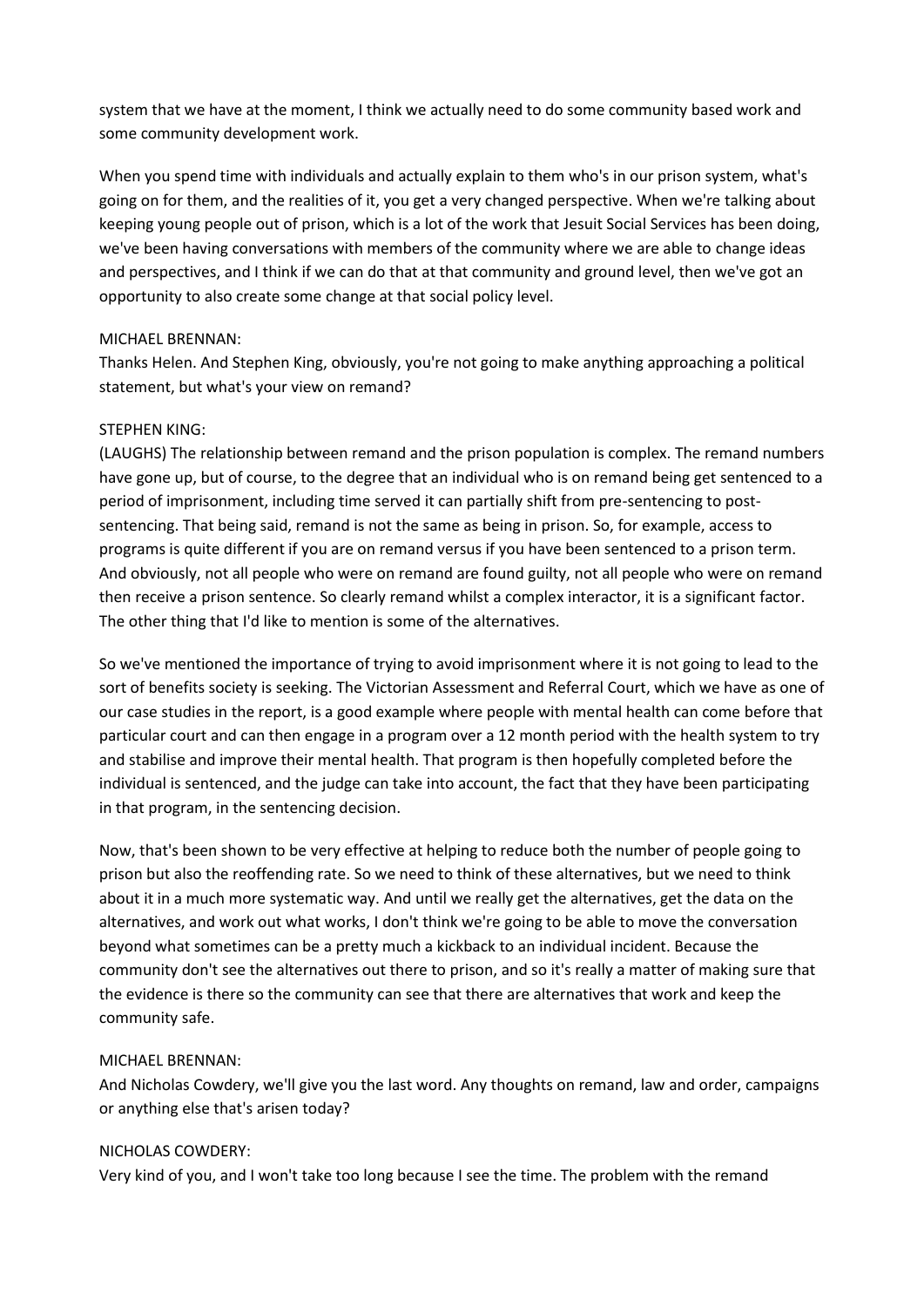system that we have at the moment, I think we actually need to do some community based work and some community development work.

When you spend time with individuals and actually explain to them who's in our prison system, what's going on for them, and the realities of it, you get a very changed perspective. When we're talking about keeping young people out of prison, which is a lot of the work that Jesuit Social Services has been doing, we've been having conversations with members of the community where we are able to change ideas and perspectives, and I think if we can do that at that community and ground level, then we've got an opportunity to also create some change at that social policy level.

MICHAEL BRENNAN:
Thanks Helen. And Stephen King, obviously, you're not going to make anything approaching a political statement, but what's your view on remand?

STEPHEN KING:
(LAUGHS) The relationship between remand and the prison population is complex. The remand numbers have gone up, but of course, to the degree that an individual who is on remand being get sentenced to a period of imprisonment, including time served it can partially shift from pre-sentencing to post-sentencing. That being said, remand is not the same as being in prison. So, for example, access to programs is quite different if you are on remand versus if you have been sentenced to a prison term. And obviously, not all people who were on remand are found guilty, not all people who were on remand then receive a prison sentence. So clearly remand whilst a complex interactor, it is a significant factor. The other thing that I'd like to mention is some of the alternatives.

So we've mentioned the importance of trying to avoid imprisonment where it is not going to lead to the sort of benefits society is seeking. The Victorian Assessment and Referral Court, which we have as one of our case studies in the report, is a good example where people with mental health can come before that particular court and can then engage in a program over a 12 month period with the health system to try and stabilise and improve their mental health. That program is then hopefully completed before the individual is sentenced, and the judge can take into account, the fact that they have been participating in that program, in the sentencing decision.

Now, that's been shown to be very effective at helping to reduce both the number of people going to prison but also the reoffending rate. So we need to think of these alternatives, but we need to think about it in a much more systematic way. And until we really get the alternatives, get the data on the alternatives, and work out what works, I don't think we're going to be able to move the conversation beyond what sometimes can be a pretty much a kickback to an individual incident. Because the community don't see the alternatives out there to prison, and so it's really a matter of making sure that the evidence is there so the community can see that there are alternatives that work and keep the community safe.

MICHAEL BRENNAN:
And Nicholas Cowdery, we'll give you the last word. Any thoughts on remand, law and order, campaigns or anything else that's arisen today?

NICHOLAS COWDERY:
Very kind of you, and I won't take too long because I see the time. The problem with the remand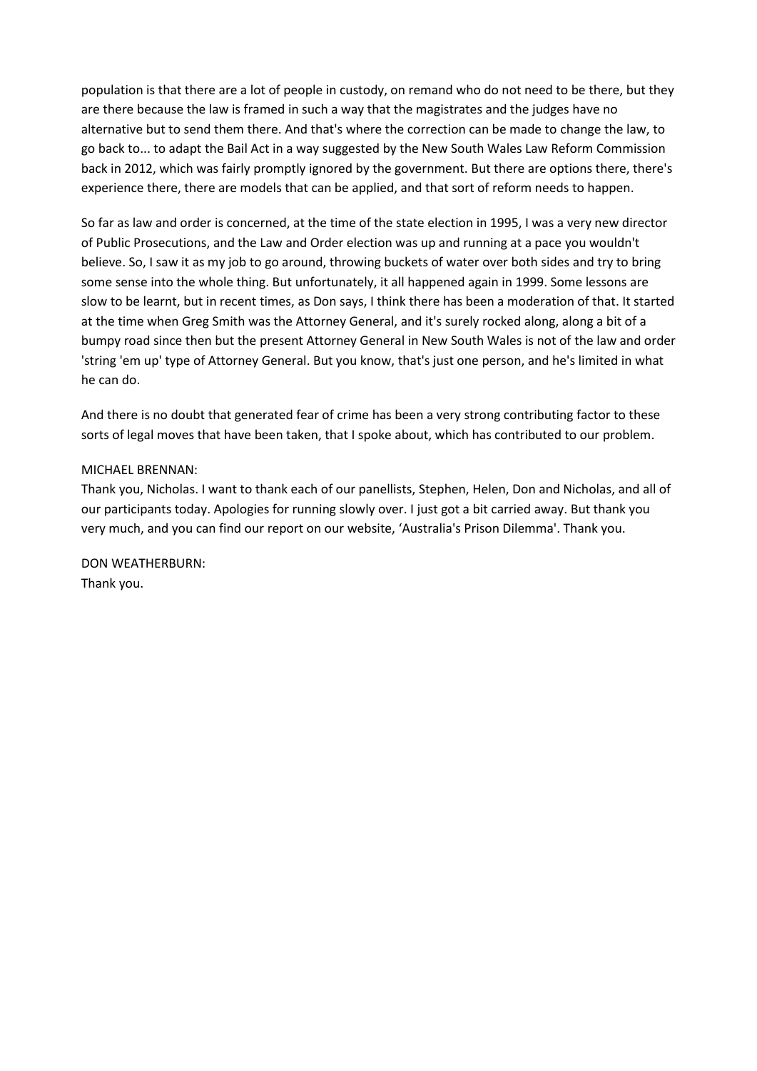population is that there are a lot of people in custody, on remand who do not need to be there, but they are there because the law is framed in such a way that the magistrates and the judges have no alternative but to send them there. And that's where the correction can be made to change the law, to go back to... to adapt the Bail Act in a way suggested by the New South Wales Law Reform Commission back in 2012, which was fairly promptly ignored by the government. But there are options there, there's experience there, there are models that can be applied, and that sort of reform needs to happen.

So far as law and order is concerned, at the time of the state election in 1995, I was a very new director of Public Prosecutions, and the Law and Order election was up and running at a pace you wouldn't believe. So, I saw it as my job to go around, throwing buckets of water over both sides and try to bring some sense into the whole thing. But unfortunately, it all happened again in 1999. Some lessons are slow to be learnt, but in recent times, as Don says, I think there has been a moderation of that. It started at the time when Greg Smith was the Attorney General, and it's surely rocked along, along a bit of a bumpy road since then but the present Attorney General in New South Wales is not of the law and order 'string 'em up' type of Attorney General. But you know, that's just one person, and he's limited in what he can do.

And there is no doubt that generated fear of crime has been a very strong contributing factor to these sorts of legal moves that have been taken, that I spoke about, which has contributed to our problem.

MICHAEL BRENNAN:
Thank you, Nicholas. I want to thank each of our panellists, Stephen, Helen, Don and Nicholas, and all of our participants today. Apologies for running slowly over. I just got a bit carried away. But thank you very much, and you can find our report on our website, 'Australia's Prison Dilemma'. Thank you.

DON WEATHERBURN:
Thank you.